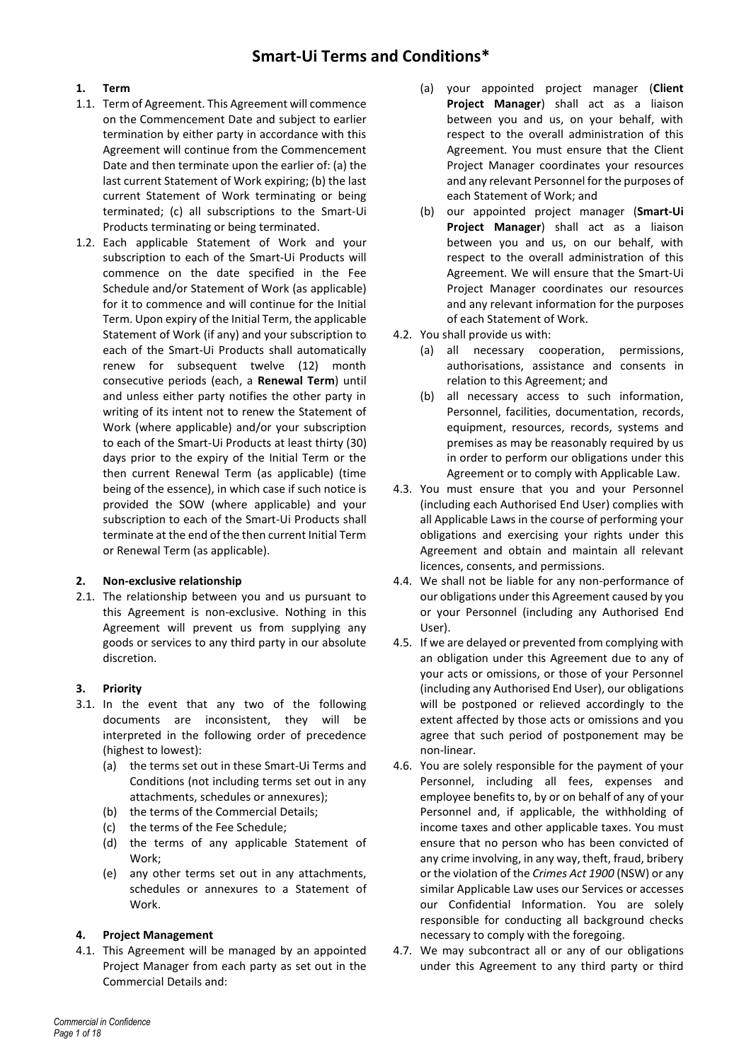# Smart-Ui Terms and Conditions*

**1. Term**

1.1. Term of Agreement. This Agreement will commence on the Commencement Date and subject to earlier termination by either party in accordance with this Agreement will continue from the Commencement Date and then terminate upon the earlier of: (a) the last current Statement of Work expiring; (b) the last current Statement of Work terminating or being terminated; (c) all subscriptions to the Smart-Ui Products terminating or being terminated.

1.2. Each applicable Statement of Work and your subscription to each of the Smart-Ui Products will commence on the date specified in the Fee Schedule and/or Statement of Work (as applicable) for it to commence and will continue for the Initial Term. Upon expiry of the Initial Term, the applicable Statement of Work (if any) and your subscription to each of the Smart-Ui Products shall automatically renew for subsequent twelve (12) month consecutive periods (each, a **Renewal Term**) until and unless either party notifies the other party in writing of its intent not to renew the Statement of Work (where applicable) and/or your subscription to each of the Smart-Ui Products at least thirty (30) days prior to the expiry of the Initial Term or the then current Renewal Term (as applicable) (time being of the essence), in which case if such notice is provided the SOW (where applicable) and your subscription to each of the Smart-Ui Products shall terminate at the end of the then current Initial Term or Renewal Term (as applicable).

**2. Non-exclusive relationship**

2.1. The relationship between you and us pursuant to this Agreement is non-exclusive. Nothing in this Agreement will prevent us from supplying any goods or services to any third party in our absolute discretion.

**3. Priority**

3.1. In the event that any two of the following documents are inconsistent, they will be interpreted in the following order of precedence (highest to lowest):

(a) the terms set out in these Smart-Ui Terms and Conditions (not including terms set out in any attachments, schedules or annexures);

(b) the terms of the Commercial Details;

(c) the terms of the Fee Schedule;

(d) the terms of any applicable Statement of Work;

(e) any other terms set out in any attachments, schedules or annexures to a Statement of Work.

**4. Project Management**

4.1. This Agreement will be managed by an appointed Project Manager from each party as set out in the Commercial Details and:

(a) your appointed project manager (**Client Project Manager**) shall act as a liaison between you and us, on your behalf, with respect to the overall administration of this Agreement. You must ensure that the Client Project Manager coordinates your resources and any relevant Personnel for the purposes of each Statement of Work; and

(b) our appointed project manager (**Smart-Ui Project Manager**) shall act as a liaison between you and us, on our behalf, with respect to the overall administration of this Agreement. We will ensure that the Smart-Ui Project Manager coordinates our resources and any relevant information for the purposes of each Statement of Work.

4.2. You shall provide us with:

(a) all necessary cooperation, permissions, authorisations, assistance and consents in relation to this Agreement; and

(b) all necessary access to such information, Personnel, facilities, documentation, records, equipment, resources, records, systems and premises as may be reasonably required by us in order to perform our obligations under this Agreement or to comply with Applicable Law.

4.3. You must ensure that you and your Personnel (including each Authorised End User) complies with all Applicable Laws in the course of performing your obligations and exercising your rights under this Agreement and obtain and maintain all relevant licences, consents, and permissions.

4.4. We shall not be liable for any non-performance of our obligations under this Agreement caused by you or your Personnel (including any Authorised End User).

4.5. If we are delayed or prevented from complying with an obligation under this Agreement due to any of your acts or omissions, or those of your Personnel (including any Authorised End User), our obligations will be postponed or relieved accordingly to the extent affected by those acts or omissions and you agree that such period of postponement may be non-linear.

4.6. You are solely responsible for the payment of your Personnel, including all fees, expenses and employee benefits to, by or on behalf of any of your Personnel and, if applicable, the withholding of income taxes and other applicable taxes. You must ensure that no person who has been convicted of any crime involving, in any way, theft, fraud, bribery or the violation of the *Crimes Act 1900* (NSW) or any similar Applicable Law uses our Services or accesses our Confidential Information. You are solely responsible for conducting all background checks necessary to comply with the foregoing.

4.7. We may subcontract all or any of our obligations under this Agreement to any third party or third

*Commercial in Confidence*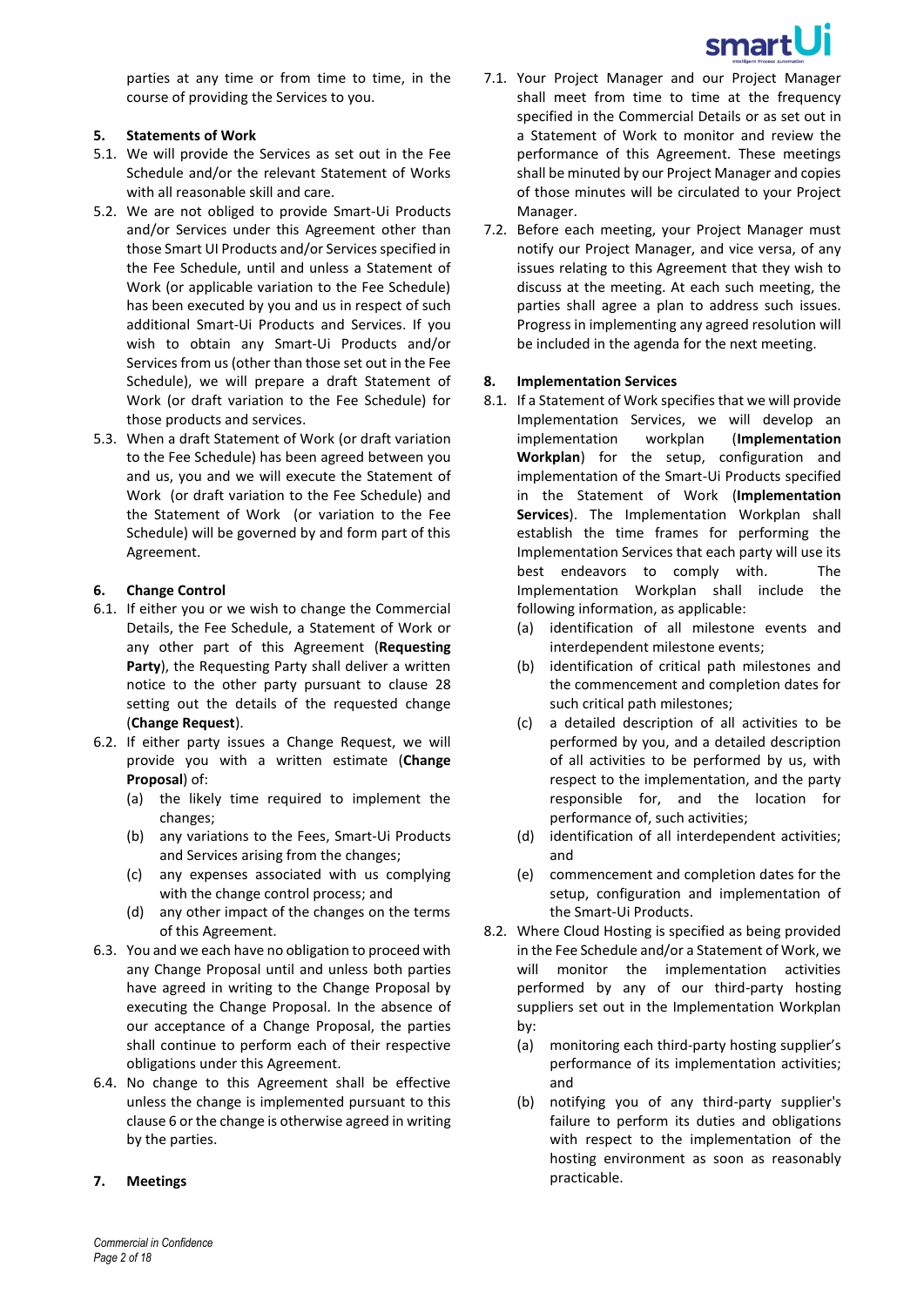parties at any time or from time to time, in the course of providing the Services to you.

## 5. Statements of Work

5.1. We will provide the Services as set out in the Fee Schedule and/or the relevant Statement of Works with all reasonable skill and care.

5.2. We are not obliged to provide Smart-Ui Products and/or Services under this Agreement other than those Smart UI Products and/or Services specified in the Fee Schedule, until and unless a Statement of Work (or applicable variation to the Fee Schedule) has been executed by you and us in respect of such additional Smart-Ui Products and Services. If you wish to obtain any Smart-Ui Products and/or Services from us (other than those set out in the Fee Schedule), we will prepare a draft Statement of Work (or draft variation to the Fee Schedule) for those products and services.

5.3. When a draft Statement of Work (or draft variation to the Fee Schedule) has been agreed between you and us, you and we will execute the Statement of Work (or draft variation to the Fee Schedule) and the Statement of Work (or variation to the Fee Schedule) will be governed by and form part of this Agreement.

## 6. Change Control

6.1. If either you or we wish to change the Commercial Details, the Fee Schedule, a Statement of Work or any other part of this Agreement (**Requesting Party**), the Requesting Party shall deliver a written notice to the other party pursuant to clause 28 setting out the details of the requested change (**Change Request**).

6.2. If either party issues a Change Request, we will provide you with a written estimate (**Change Proposal**) of:

(a) the likely time required to implement the changes;

(b) any variations to the Fees, Smart-Ui Products and Services arising from the changes;

(c) any expenses associated with us complying with the change control process; and

(d) any other impact of the changes on the terms of this Agreement.

6.3. You and we each have no obligation to proceed with any Change Proposal until and unless both parties have agreed in writing to the Change Proposal by executing the Change Proposal. In the absence of our acceptance of a Change Proposal, the parties shall continue to perform each of their respective obligations under this Agreement.

6.4. No change to this Agreement shall be effective unless the change is implemented pursuant to this clause 6 or the change is otherwise agreed in writing by the parties.

## 7. Meetings

7.1. Your Project Manager and our Project Manager shall meet from time to time at the frequency specified in the Commercial Details or as set out in a Statement of Work to monitor and review the performance of this Agreement. These meetings shall be minuted by our Project Manager and copies of those minutes will be circulated to your Project Manager.

7.2. Before each meeting, your Project Manager must notify our Project Manager, and vice versa, of any issues relating to this Agreement that they wish to discuss at the meeting. At each such meeting, the parties shall agree a plan to address such issues. Progress in implementing any agreed resolution will be included in the agenda for the next meeting.

## 8. Implementation Services

8.1. If a Statement of Work specifies that we will provide Implementation Services, we will develop an implementation workplan (**Implementation Workplan**) for the setup, configuration and implementation of the Smart-Ui Products specified in the Statement of Work (**Implementation Services**). The Implementation Workplan shall establish the time frames for performing the Implementation Services that each party will use its best endeavors to comply with. The Implementation Workplan shall include the following information, as applicable:

(a) identification of all milestone events and interdependent milestone events;

(b) identification of critical path milestones and the commencement and completion dates for such critical path milestones;

(c) a detailed description of all activities to be performed by you, and a detailed description of all activities to be performed by us, with respect to the implementation, and the party responsible for, and the location for performance of, such activities;

(d) identification of all interdependent activities; and

(e) commencement and completion dates for the setup, configuration and implementation of the Smart-Ui Products.

8.2. Where Cloud Hosting is specified as being provided in the Fee Schedule and/or a Statement of Work, we will monitor the implementation activities performed by any of our third-party hosting suppliers set out in the Implementation Workplan by:

(a) monitoring each third-party hosting supplier's performance of its implementation activities; and

(b) notifying you of any third-party supplier's failure to perform its duties and obligations with respect to the implementation of the hosting environment as soon as reasonably practicable.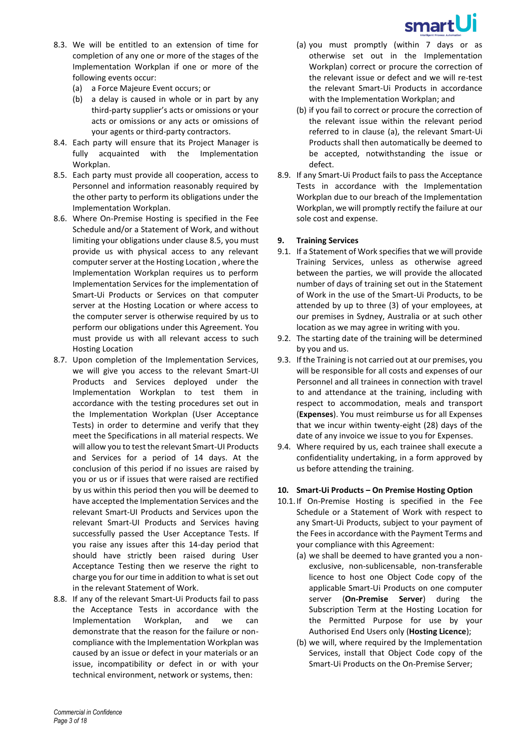8.3. We will be entitled to an extension of time for completion of any one or more of the stages of the Implementation Workplan if one or more of the following events occur:

   (a) a Force Majeure Event occurs; or

   (b) a delay is caused in whole or in part by any third-party supplier's acts or omissions or your acts or omissions or any acts or omissions of your agents or third-party contractors.

8.4. Each party will ensure that its Project Manager is fully acquainted with the Implementation Workplan.

8.5. Each party must provide all cooperation, access to Personnel and information reasonably required by the other party to perform its obligations under the Implementation Workplan.

8.6. Where On-Premise Hosting is specified in the Fee Schedule and/or a Statement of Work, and without limiting your obligations under clause 8.5, you must provide us with physical access to any relevant computer server at the Hosting Location , where the Implementation Workplan requires us to perform Implementation Services for the implementation of Smart-Ui Products or Services on that computer server at the Hosting Location or where access to the computer server is otherwise required by us to perform our obligations under this Agreement. You must provide us with all relevant access to such Hosting Location

8.7. Upon completion of the Implementation Services, we will give you access to the relevant Smart-UI Products and Services deployed under the Implementation Workplan to test them in accordance with the testing procedures set out in the Implementation Workplan (User Acceptance Tests) in order to determine and verify that they meet the Specifications in all material respects. We will allow you to test the relevant Smart-UI Products and Services for a period of 14 days. At the conclusion of this period if no issues are raised by you or us or if issues that were raised are rectified by us within this period then you will be deemed to have accepted the Implementation Services and the relevant Smart-UI Products and Services upon the relevant Smart-UI Products and Services having successfully passed the User Acceptance Tests. If you raise any issues after this 14-day period that should have strictly been raised during User Acceptance Testing then we reserve the right to charge you for our time in addition to what is set out in the relevant Statement of Work.

8.8. If any of the relevant Smart-Ui Products fail to pass the Acceptance Tests in accordance with the Implementation Workplan, and we can demonstrate that the reason for the failure or non-compliance with the Implementation Workplan was caused by an issue or defect in your materials or an issue, incompatibility or defect in or with your technical environment, network or systems, then:

   (a) you must promptly (within 7 days or as otherwise set out in the Implementation Workplan) correct or procure the correction of the relevant issue or defect and we will re-test the relevant Smart-Ui Products in accordance with the Implementation Workplan; and

   (b) if you fail to correct or procure the correction of the relevant issue within the relevant period referred to in clause (a), the relevant Smart-Ui Products shall then automatically be deemed to be accepted, notwithstanding the issue or defect.

8.9. If any Smart-Ui Product fails to pass the Acceptance Tests in accordance with the Implementation Workplan due to our breach of the Implementation Workplan, we will promptly rectify the failure at our sole cost and expense.

## 9. Training Services

9.1. If a Statement of Work specifies that we will provide Training Services, unless as otherwise agreed between the parties, we will provide the allocated number of days of training set out in the Statement of Work in the use of the Smart-Ui Products, to be attended by up to three (3) of your employees, at our premises in Sydney, Australia or at such other location as we may agree in writing with you.

9.2. The starting date of the training will be determined by you and us.

9.3. If the Training is not carried out at our premises, you will be responsible for all costs and expenses of our Personnel and all trainees in connection with travel to and attendance at the training, including with respect to accommodation, meals and transport (**Expenses**). You must reimburse us for all Expenses that we incur within twenty-eight (28) days of the date of any invoice we issue to you for Expenses.

9.4. Where required by us, each trainee shall execute a confidentiality undertaking, in a form approved by us before attending the training.

## 10. Smart-Ui Products – On Premise Hosting Option

10.1. If On-Premise Hosting is specified in the Fee Schedule or a Statement of Work with respect to any Smart-Ui Products, subject to your payment of the Fees in accordance with the Payment Terms and your compliance with this Agreement:

   (a) we shall be deemed to have granted you a non-exclusive, non-sublicensable, non-transferable licence to host one Object Code copy of the applicable Smart-Ui Products on one computer server (**On-Premise Server**) during the Subscription Term at the Hosting Location for the Permitted Purpose for use by your Authorised End Users only (**Hosting Licence**);

   (b) we will, where required by the Implementation Services, install that Object Code copy of the Smart-Ui Products on the On-Premise Server;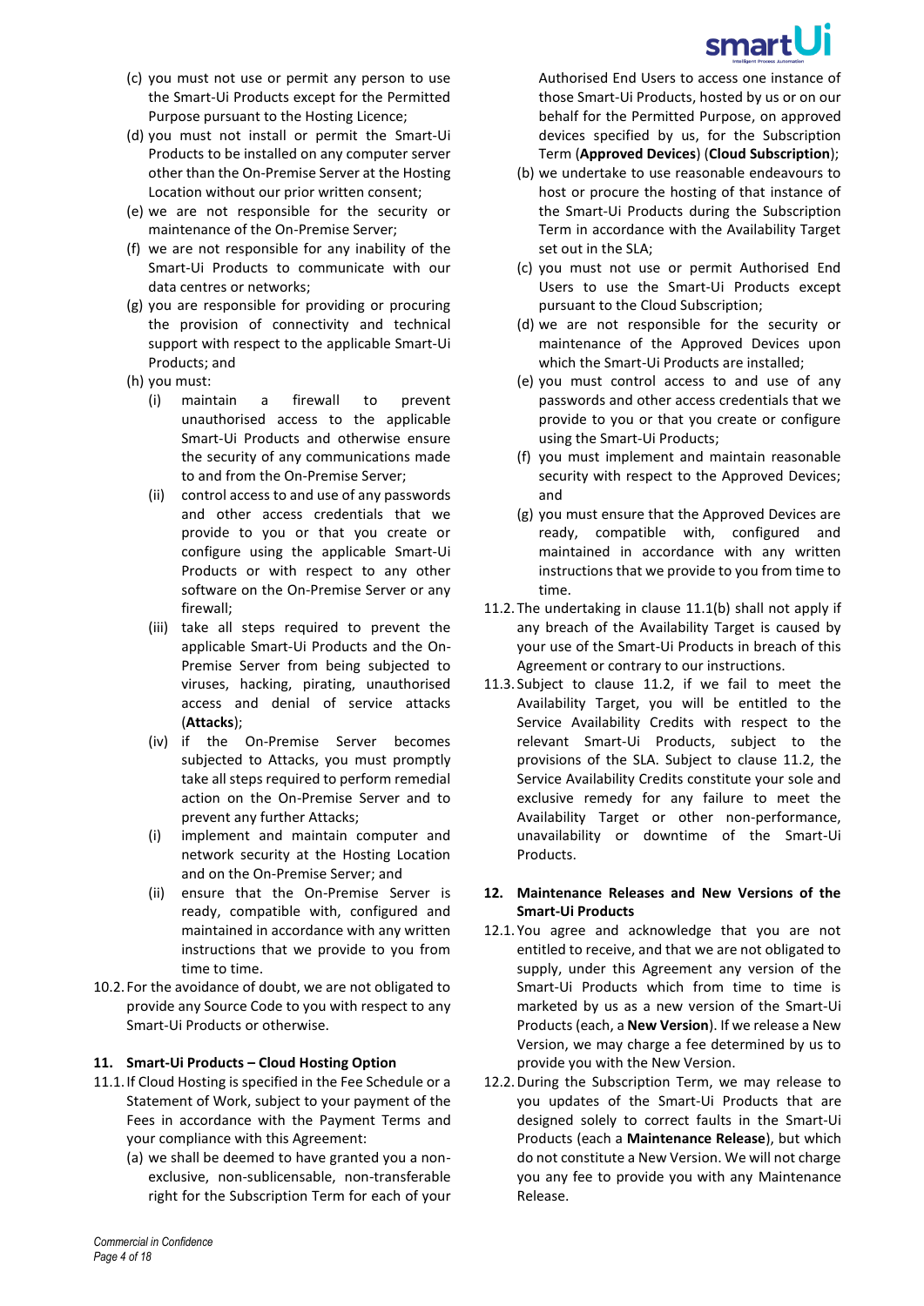(c) you must not use or permit any person to use the Smart-Ui Products except for the Permitted Purpose pursuant to the Hosting Licence;

(d) you must not install or permit the Smart-Ui Products to be installed on any computer server other than the On-Premise Server at the Hosting Location without our prior written consent;

(e) we are not responsible for the security or maintenance of the On-Premise Server;

(f) we are not responsible for any inability of the Smart-Ui Products to communicate with our data centres or networks;

(g) you are responsible for providing or procuring the provision of connectivity and technical support with respect to the applicable Smart-Ui Products; and

(h) you must:

   (i) maintain a firewall to prevent unauthorised access to the applicable Smart-Ui Products and otherwise ensure the security of any communications made to and from the On-Premise Server;

   (ii) control access to and use of any passwords and other access credentials that we provide to you or that you create or configure using the applicable Smart-Ui Products or with respect to any other software on the On-Premise Server or any firewall;

   (iii) take all steps required to prevent the applicable Smart-Ui Products and the On-Premise Server from being subjected to viruses, hacking, pirating, unauthorised access and denial of service attacks (**Attacks**);

   (iv) if the On-Premise Server becomes subjected to Attacks, you must promptly take all steps required to perform remedial action on the On-Premise Server and to prevent any further Attacks;

   (i) implement and maintain computer and network security at the Hosting Location and on the On-Premise Server; and

   (ii) ensure that the On-Premise Server is ready, compatible with, configured and maintained in accordance with any written instructions that we provide to you from time to time.

10.2. For the avoidance of doubt, we are not obligated to provide any Source Code to you with respect to any Smart-Ui Products or otherwise.

## 11. Smart-Ui Products – Cloud Hosting Option

11.1. If Cloud Hosting is specified in the Fee Schedule or a Statement of Work, subject to your payment of the Fees in accordance with the Payment Terms and your compliance with this Agreement:

(a) we shall be deemed to have granted you a non-exclusive, non-sublicensable, non-transferable right for the Subscription Term for each of your Authorised End Users to access one instance of those Smart-Ui Products, hosted by us or on our behalf for the Permitted Purpose, on approved devices specified by us, for the Subscription Term (**Approved Devices**) (**Cloud Subscription**);

(b) we undertake to use reasonable endeavours to host or procure the hosting of that instance of the Smart-Ui Products during the Subscription Term in accordance with the Availability Target set out in the SLA;

(c) you must not use or permit Authorised End Users to use the Smart-Ui Products except pursuant to the Cloud Subscription;

(d) we are not responsible for the security or maintenance of the Approved Devices upon which the Smart-Ui Products are installed;

(e) you must control access to and use of any passwords and other access credentials that we provide to you or that you create or configure using the Smart-Ui Products;

(f) you must implement and maintain reasonable security with respect to the Approved Devices; and

(g) you must ensure that the Approved Devices are ready, compatible with, configured and maintained in accordance with any written instructions that we provide to you from time to time.

11.2. The undertaking in clause 11.1(b) shall not apply if any breach of the Availability Target is caused by your use of the Smart-Ui Products in breach of this Agreement or contrary to our instructions.

11.3. Subject to clause 11.2, if we fail to meet the Availability Target, you will be entitled to the Service Availability Credits with respect to the relevant Smart-Ui Products, subject to the provisions of the SLA. Subject to clause 11.2, the Service Availability Credits constitute your sole and exclusive remedy for any failure to meet the Availability Target or other non-performance, unavailability or downtime of the Smart-Ui Products.

## 12. Maintenance Releases and New Versions of the Smart-Ui Products

12.1. You agree and acknowledge that you are not entitled to receive, and that we are not obligated to supply, under this Agreement any version of the Smart-Ui Products which from time to time is marketed by us as a new version of the Smart-Ui Products (each, a **New Version**). If we release a New Version, we may charge a fee determined by us to provide you with the New Version.

12.2. During the Subscription Term, we may release to you updates of the Smart-Ui Products that are designed solely to correct faults in the Smart-Ui Products (each a **Maintenance Release**), but which do not constitute a New Version. We will not charge you any fee to provide you with any Maintenance Release.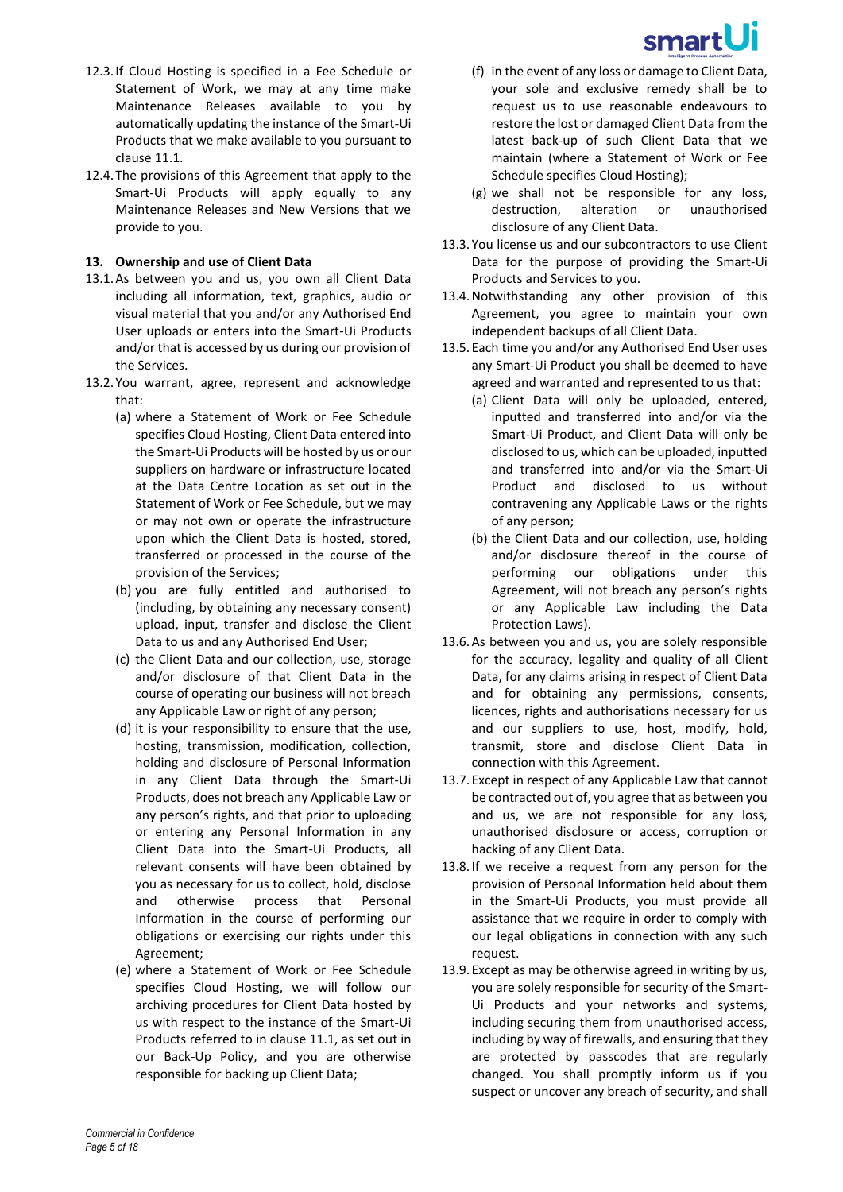12.3. If Cloud Hosting is specified in a Fee Schedule or Statement of Work, we may at any time make Maintenance Releases available to you by automatically updating the instance of the Smart-Ui Products that we make available to you pursuant to clause 11.1.

12.4. The provisions of this Agreement that apply to the Smart-Ui Products will apply equally to any Maintenance Releases and New Versions that we provide to you.

**13. Ownership and use of Client Data**

13.1. As between you and us, you own all Client Data including all information, text, graphics, audio or visual material that you and/or any Authorised End User uploads or enters into the Smart-Ui Products and/or that is accessed by us during our provision of the Services.

13.2. You warrant, agree, represent and acknowledge that:

(a) where a Statement of Work or Fee Schedule specifies Cloud Hosting, Client Data entered into the Smart-Ui Products will be hosted by us or our suppliers on hardware or infrastructure located at the Data Centre Location as set out in the Statement of Work or Fee Schedule, but we may or may not own or operate the infrastructure upon which the Client Data is hosted, stored, transferred or processed in the course of the provision of the Services;

(b) you are fully entitled and authorised to (including, by obtaining any necessary consent) upload, input, transfer and disclose the Client Data to us and any Authorised End User;

(c) the Client Data and our collection, use, storage and/or disclosure of that Client Data in the course of operating our business will not breach any Applicable Law or right of any person;

(d) it is your responsibility to ensure that the use, hosting, transmission, modification, collection, holding and disclosure of Personal Information in any Client Data through the Smart-Ui Products, does not breach any Applicable Law or any person's rights, and that prior to uploading or entering any Personal Information in any Client Data into the Smart-Ui Products, all relevant consents will have been obtained by you as necessary for us to collect, hold, disclose and otherwise process that Personal Information in the course of performing our obligations or exercising our rights under this Agreement;

(e) where a Statement of Work or Fee Schedule specifies Cloud Hosting, we will follow our archiving procedures for Client Data hosted by us with respect to the instance of the Smart-Ui Products referred to in clause 11.1, as set out in our Back-Up Policy, and you are otherwise responsible for backing up Client Data;

(f) in the event of any loss or damage to Client Data, your sole and exclusive remedy shall be to request us to use reasonable endeavours to restore the lost or damaged Client Data from the latest back-up of such Client Data that we maintain (where a Statement of Work or Fee Schedule specifies Cloud Hosting);

(g) we shall not be responsible for any loss, destruction, alteration or unauthorised disclosure of any Client Data.

13.3. You license us and our subcontractors to use Client Data for the purpose of providing the Smart-Ui Products and Services to you.

13.4. Notwithstanding any other provision of this Agreement, you agree to maintain your own independent backups of all Client Data.

13.5. Each time you and/or any Authorised End User uses any Smart-Ui Product you shall be deemed to have agreed and warranted and represented to us that:

(a) Client Data will only be uploaded, entered, inputted and transferred into and/or via the Smart-Ui Product, and Client Data will only be disclosed to us, which can be uploaded, inputted and transferred into and/or via the Smart-Ui Product and disclosed to us without contravening any Applicable Laws or the rights of any person;

(b) the Client Data and our collection, use, holding and/or disclosure thereof in the course of performing our obligations under this Agreement, will not breach any person's rights or any Applicable Law including the Data Protection Laws).

13.6. As between you and us, you are solely responsible for the accuracy, legality and quality of all Client Data, for any claims arising in respect of Client Data and for obtaining any permissions, consents, licences, rights and authorisations necessary for us and our suppliers to use, host, modify, hold, transmit, store and disclose Client Data in connection with this Agreement.

13.7. Except in respect of any Applicable Law that cannot be contracted out of, you agree that as between you and us, we are not responsible for any loss, unauthorised disclosure or access, corruption or hacking of any Client Data.

13.8. If we receive a request from any person for the provision of Personal Information held about them in the Smart-Ui Products, you must provide all assistance that we require in order to comply with our legal obligations in connection with any such request.

13.9. Except as may be otherwise agreed in writing by us, you are solely responsible for security of the Smart-Ui Products and your networks and systems, including securing them from unauthorised access, including by way of firewalls, and ensuring that they are protected by passcodes that are regularly changed. You shall promptly inform us if you suspect or uncover any breach of security, and shall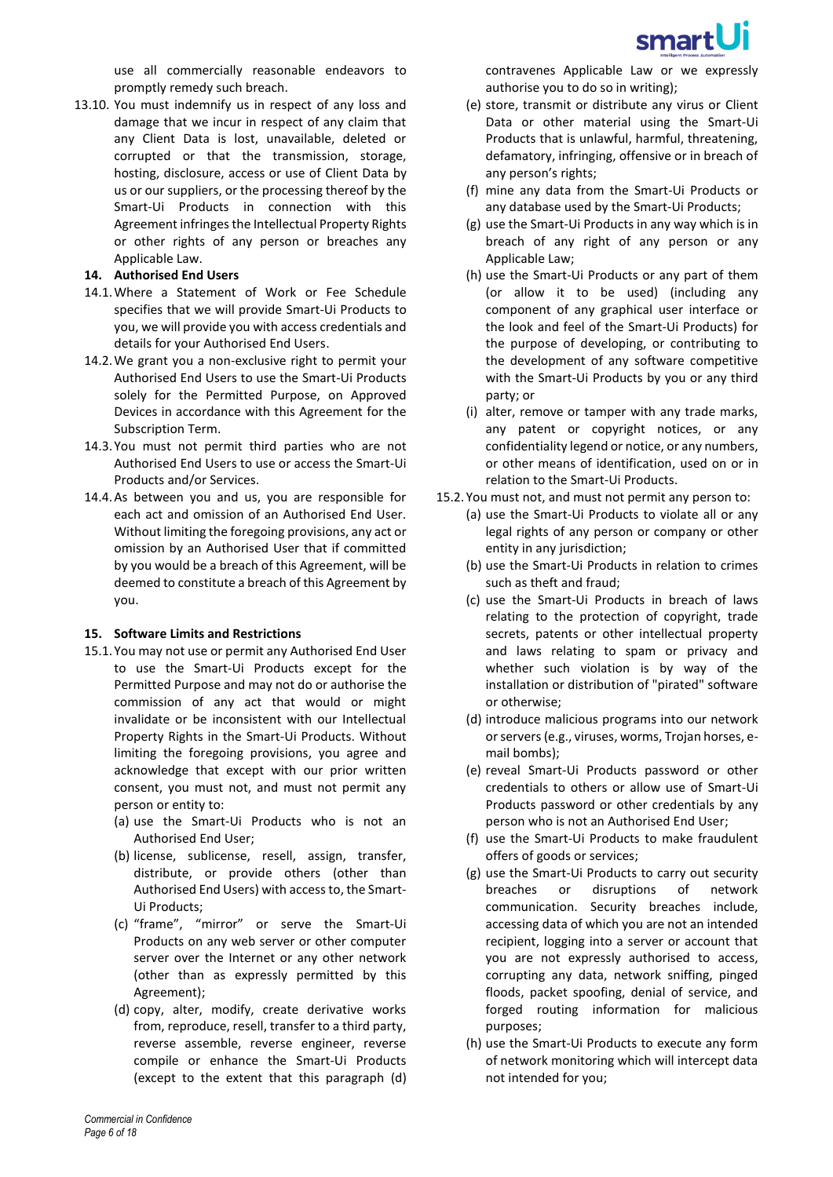use all commercially reasonable endeavors to promptly remedy such breach.

13.10. You must indemnify us in respect of any loss and damage that we incur in respect of any claim that any Client Data is lost, unavailable, deleted or corrupted or that the transmission, storage, hosting, disclosure, access or use of Client Data by us or our suppliers, or the processing thereof by the Smart-Ui Products in connection with this Agreement infringes the Intellectual Property Rights or other rights of any person or breaches any Applicable Law.

**14. Authorised End Users**

14.1. Where a Statement of Work or Fee Schedule specifies that we will provide Smart-Ui Products to you, we will provide you with access credentials and details for your Authorised End Users.

14.2. We grant you a non-exclusive right to permit your Authorised End Users to use the Smart-Ui Products solely for the Permitted Purpose, on Approved Devices in accordance with this Agreement for the Subscription Term.

14.3. You must not permit third parties who are not Authorised End Users to use or access the Smart-Ui Products and/or Services.

14.4. As between you and us, you are responsible for each act and omission of an Authorised End User. Without limiting the foregoing provisions, any act or omission by an Authorised User that if committed by you would be a breach of this Agreement, will be deemed to constitute a breach of this Agreement by you.

**15. Software Limits and Restrictions**

15.1. You may not use or permit any Authorised End User to use the Smart-Ui Products except for the Permitted Purpose and may not do or authorise the commission of any act that would or might invalidate or be inconsistent with our Intellectual Property Rights in the Smart-Ui Products. Without limiting the foregoing provisions, you agree and acknowledge that except with our prior written consent, you must not, and must not permit any person or entity to:

(a) use the Smart-Ui Products who is not an Authorised End User;

(b) license, sublicense, resell, assign, transfer, distribute, or provide others (other than Authorised End Users) with access to, the Smart-Ui Products;

(c) "frame", "mirror" or serve the Smart-Ui Products on any web server or other computer server over the Internet or any other network (other than as expressly permitted by this Agreement);

(d) copy, alter, modify, create derivative works from, reproduce, resell, transfer to a third party, reverse assemble, reverse engineer, reverse compile or enhance the Smart-Ui Products (except to the extent that this paragraph (d) contravenes Applicable Law or we expressly authorise you to do so in writing);

(e) store, transmit or distribute any virus or Client Data or other material using the Smart-Ui Products that is unlawful, harmful, threatening, defamatory, infringing, offensive or in breach of any person's rights;

(f) mine any data from the Smart-Ui Products or any database used by the Smart-Ui Products;

(g) use the Smart-Ui Products in any way which is in breach of any right of any person or any Applicable Law;

(h) use the Smart-Ui Products or any part of them (or allow it to be used) (including any component of any graphical user interface or the look and feel of the Smart-Ui Products) for the purpose of developing, or contributing to the development of any software competitive with the Smart-Ui Products by you or any third party; or

(i) alter, remove or tamper with any trade marks, any patent or copyright notices, or any confidentiality legend or notice, or any numbers, or other means of identification, used on or in relation to the Smart-Ui Products.

15.2. You must not, and must not permit any person to:

(a) use the Smart-Ui Products to violate all or any legal rights of any person or company or other entity in any jurisdiction;

(b) use the Smart-Ui Products in relation to crimes such as theft and fraud;

(c) use the Smart-Ui Products in breach of laws relating to the protection of copyright, trade secrets, patents or other intellectual property and laws relating to spam or privacy and whether such violation is by way of the installation or distribution of "pirated" software or otherwise;

(d) introduce malicious programs into our network or servers (e.g., viruses, worms, Trojan horses, e-mail bombs);

(e) reveal Smart-Ui Products password or other credentials to others or allow use of Smart-Ui Products password or other credentials by any person who is not an Authorised End User;

(f) use the Smart-Ui Products to make fraudulent offers of goods or services;

(g) use the Smart-Ui Products to carry out security breaches or disruptions of network communication. Security breaches include, accessing data of which you are not an intended recipient, logging into a server or account that you are not expressly authorised to access, corrupting any data, network sniffing, pinged floods, packet spoofing, denial of service, and forged routing information for malicious purposes;

(h) use the Smart-Ui Products to execute any form of network monitoring which will intercept data not intended for you;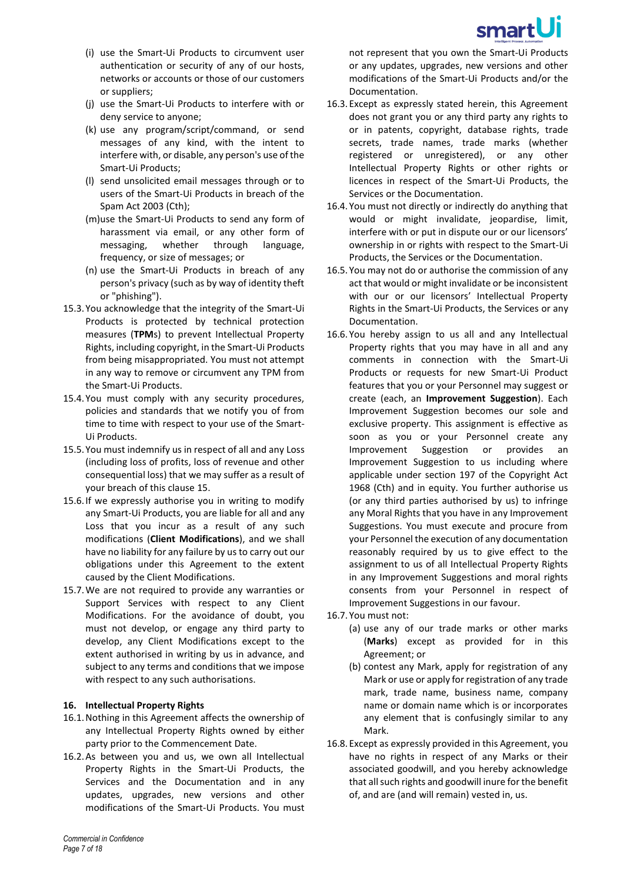(i) use the Smart-Ui Products to circumvent user authentication or security of any of our hosts, networks or accounts or those of our customers or suppliers;

(j) use the Smart-Ui Products to interfere with or deny service to anyone;

(k) use any program/script/command, or send messages of any kind, with the intent to interfere with, or disable, any person's use of the Smart-Ui Products;

(l) send unsolicited email messages through or to users of the Smart-Ui Products in breach of the Spam Act 2003 (Cth);

(m) use the Smart-Ui Products to send any form of harassment via email, or any other form of messaging, whether through language, frequency, or size of messages; or

(n) use the Smart-Ui Products in breach of any person's privacy (such as by way of identity theft or "phishing").

15.3. You acknowledge that the integrity of the Smart-Ui Products is protected by technical protection measures (**TPM**s) to prevent Intellectual Property Rights, including copyright, in the Smart-Ui Products from being misappropriated. You must not attempt in any way to remove or circumvent any TPM from the Smart-Ui Products.

15.4. You must comply with any security procedures, policies and standards that we notify you of from time to time with respect to your use of the Smart-Ui Products.

15.5. You must indemnify us in respect of all and any Loss (including loss of profits, loss of revenue and other consequential loss) that we may suffer as a result of your breach of this clause 15.

15.6. If we expressly authorise you in writing to modify any Smart-Ui Products, you are liable for all and any Loss that you incur as a result of any such modifications (**Client Modifications**), and we shall have no liability for any failure by us to carry out our obligations under this Agreement to the extent caused by the Client Modifications.

15.7. We are not required to provide any warranties or Support Services with respect to any Client Modifications. For the avoidance of doubt, you must not develop, or engage any third party to develop, any Client Modifications except to the extent authorised in writing by us in advance, and subject to any terms and conditions that we impose with respect to any such authorisations.

**16. Intellectual Property Rights**

16.1. Nothing in this Agreement affects the ownership of any Intellectual Property Rights owned by either party prior to the Commencement Date.

16.2. As between you and us, we own all Intellectual Property Rights in the Smart-Ui Products, the Services and the Documentation and in any updates, upgrades, new versions and other modifications of the Smart-Ui Products. You must not represent that you own the Smart-Ui Products or any updates, upgrades, new versions and other modifications of the Smart-Ui Products and/or the Documentation.

16.3. Except as expressly stated herein, this Agreement does not grant you or any third party any rights to or in patents, copyright, database rights, trade secrets, trade names, trade marks (whether registered or unregistered), or any other Intellectual Property Rights or other rights or licences in respect of the Smart-Ui Products, the Services or the Documentation.

16.4. You must not directly or indirectly do anything that would or might invalidate, jeopardise, limit, interfere with or put in dispute our or our licensors' ownership in or rights with respect to the Smart-Ui Products, the Services or the Documentation.

16.5. You may not do or authorise the commission of any act that would or might invalidate or be inconsistent with our or our licensors' Intellectual Property Rights in the Smart-Ui Products, the Services or any Documentation.

16.6. You hereby assign to us all and any Intellectual Property rights that you may have in all and any comments in connection with the Smart-Ui Products or requests for new Smart-Ui Product features that you or your Personnel may suggest or create (each, an **Improvement Suggestion**). Each Improvement Suggestion becomes our sole and exclusive property. This assignment is effective as soon as you or your Personnel create any Improvement Suggestion or provides an Improvement Suggestion to us including where applicable under section 197 of the Copyright Act 1968 (Cth) and in equity. You further authorise us (or any third parties authorised by us) to infringe any Moral Rights that you have in any Improvement Suggestions. You must execute and procure from your Personnel the execution of any documentation reasonably required by us to give effect to the assignment to us of all Intellectual Property Rights in any Improvement Suggestions and moral rights consents from your Personnel in respect of Improvement Suggestions in our favour.

16.7. You must not:

(a) use any of our trade marks or other marks (**Marks**) except as provided for in this Agreement; or

(b) contest any Mark, apply for registration of any Mark or use or apply for registration of any trade mark, trade name, business name, company name or domain name which is or incorporates any element that is confusingly similar to any Mark.

16.8. Except as expressly provided in this Agreement, you have no rights in respect of any Marks or their associated goodwill, and you hereby acknowledge that all such rights and goodwill inure for the benefit of, and are (and will remain) vested in, us.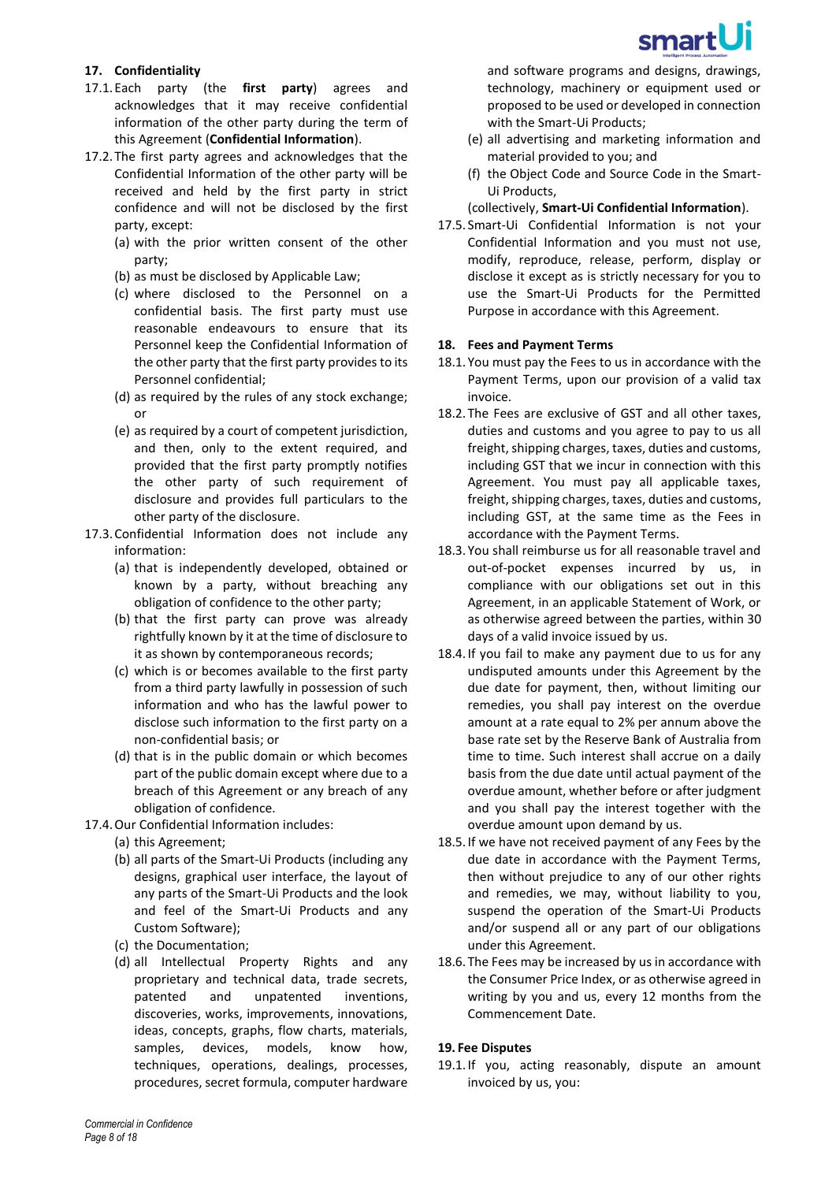## 17. Confidentiality

17.1. Each party (the **first party**) agrees and acknowledges that it may receive confidential information of the other party during the term of this Agreement (**Confidential Information**).

17.2. The first party agrees and acknowledges that the Confidential Information of the other party will be received and held by the first party in strict confidence and will not be disclosed by the first party, except:

(a) with the prior written consent of the other party;

(b) as must be disclosed by Applicable Law;

(c) where disclosed to the Personnel on a confidential basis. The first party must use reasonable endeavours to ensure that its Personnel keep the Confidential Information of the other party that the first party provides to its Personnel confidential;

(d) as required by the rules of any stock exchange; or

(e) as required by a court of competent jurisdiction, and then, only to the extent required, and provided that the first party promptly notifies the other party of such requirement of disclosure and provides full particulars to the other party of the disclosure.

17.3. Confidential Information does not include any information:

(a) that is independently developed, obtained or known by a party, without breaching any obligation of confidence to the other party;

(b) that the first party can prove was already rightfully known by it at the time of disclosure to it as shown by contemporaneous records;

(c) which is or becomes available to the first party from a third party lawfully in possession of such information and who has the lawful power to disclose such information to the first party on a non-confidential basis; or

(d) that is in the public domain or which becomes part of the public domain except where due to a breach of this Agreement or any breach of any obligation of confidence.

17.4. Our Confidential Information includes:

(a) this Agreement;

(b) all parts of the Smart-Ui Products (including any designs, graphical user interface, the layout of any parts of the Smart-Ui Products and the look and feel of the Smart-Ui Products and any Custom Software);

(c) the Documentation;

(d) all Intellectual Property Rights and any proprietary and technical data, trade secrets, patented and unpatented inventions, discoveries, works, improvements, innovations, ideas, concepts, graphs, flow charts, materials, samples, devices, models, know how, techniques, operations, dealings, processes, procedures, secret formula, computer hardware and software programs and designs, drawings, technology, machinery or equipment used or proposed to be used or developed in connection with the Smart-Ui Products;

(e) all advertising and marketing information and material provided to you; and

(f) the Object Code and Source Code in the Smart-Ui Products,

(collectively, **Smart-Ui Confidential Information**).

17.5. Smart-Ui Confidential Information is not your Confidential Information and you must not use, modify, reproduce, release, perform, display or disclose it except as is strictly necessary for you to use the Smart-Ui Products for the Permitted Purpose in accordance with this Agreement.

## 18. Fees and Payment Terms

18.1. You must pay the Fees to us in accordance with the Payment Terms, upon our provision of a valid tax invoice.

18.2. The Fees are exclusive of GST and all other taxes, duties and customs and you agree to pay to us all freight, shipping charges, taxes, duties and customs, including GST that we incur in connection with this Agreement. You must pay all applicable taxes, freight, shipping charges, taxes, duties and customs, including GST, at the same time as the Fees in accordance with the Payment Terms.

18.3. You shall reimburse us for all reasonable travel and out-of-pocket expenses incurred by us, in compliance with our obligations set out in this Agreement, in an applicable Statement of Work, or as otherwise agreed between the parties, within 30 days of a valid invoice issued by us.

18.4. If you fail to make any payment due to us for any undisputed amounts under this Agreement by the due date for payment, then, without limiting our remedies, you shall pay interest on the overdue amount at a rate equal to 2% per annum above the base rate set by the Reserve Bank of Australia from time to time. Such interest shall accrue on a daily basis from the due date until actual payment of the overdue amount, whether before or after judgment and you shall pay the interest together with the overdue amount upon demand by us.

18.5. If we have not received payment of any Fees by the due date in accordance with the Payment Terms, then without prejudice to any of our other rights and remedies, we may, without liability to you, suspend the operation of the Smart-Ui Products and/or suspend all or any part of our obligations under this Agreement.

18.6. The Fees may be increased by us in accordance with the Consumer Price Index, or as otherwise agreed in writing by you and us, every 12 months from the Commencement Date.

## 19. Fee Disputes

19.1. If you, acting reasonably, dispute an amount invoiced by us, you: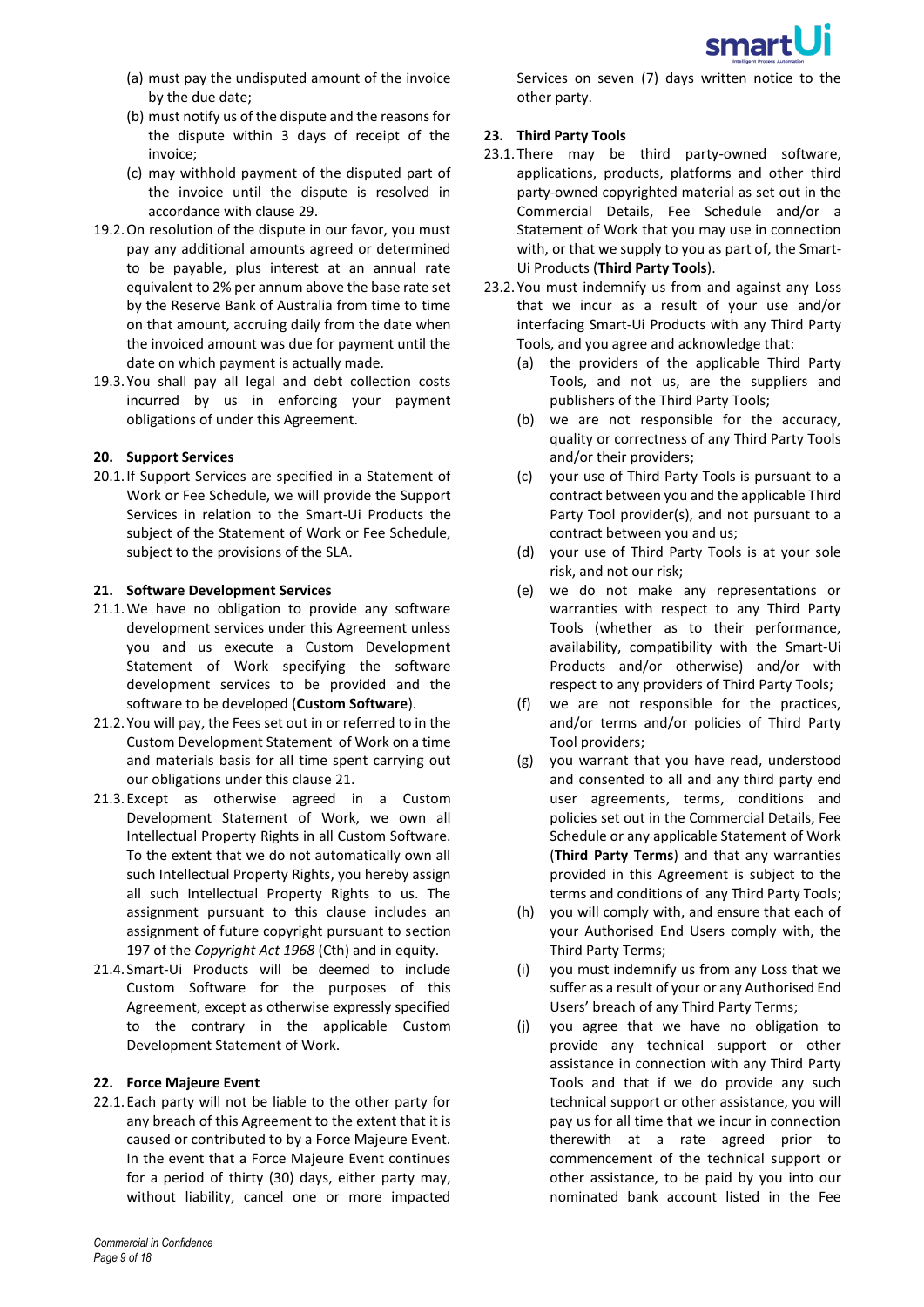(a) must pay the undisputed amount of the invoice by the due date;

(b) must notify us of the dispute and the reasons for the dispute within 3 days of receipt of the invoice;

(c) may withhold payment of the disputed part of the invoice until the dispute is resolved in accordance with clause 29.

19.2. On resolution of the dispute in our favor, you must pay any additional amounts agreed or determined to be payable, plus interest at an annual rate equivalent to 2% per annum above the base rate set by the Reserve Bank of Australia from time to time on that amount, accruing daily from the date when the invoiced amount was due for payment until the date on which payment is actually made.

19.3. You shall pay all legal and debt collection costs incurred by us in enforcing your payment obligations of under this Agreement.

### 20. Support Services

20.1. If Support Services are specified in a Statement of Work or Fee Schedule, we will provide the Support Services in relation to the Smart-Ui Products the subject of the Statement of Work or Fee Schedule, subject to the provisions of the SLA.

### 21. Software Development Services

21.1. We have no obligation to provide any software development services under this Agreement unless you and us execute a Custom Development Statement of Work specifying the software development services to be provided and the software to be developed (**Custom Software**).

21.2. You will pay, the Fees set out in or referred to in the Custom Development Statement of Work on a time and materials basis for all time spent carrying out our obligations under this clause 21.

21.3. Except as otherwise agreed in a Custom Development Statement of Work, we own all Intellectual Property Rights in all Custom Software. To the extent that we do not automatically own all such Intellectual Property Rights, you hereby assign all such Intellectual Property Rights to us. The assignment pursuant to this clause includes an assignment of future copyright pursuant to section 197 of the *Copyright Act 1968* (Cth) and in equity.

21.4. Smart-Ui Products will be deemed to include Custom Software for the purposes of this Agreement, except as otherwise expressly specified to the contrary in the applicable Custom Development Statement of Work.

### 22. Force Majeure Event

22.1. Each party will not be liable to the other party for any breach of this Agreement to the extent that it is caused or contributed to by a Force Majeure Event. In the event that a Force Majeure Event continues for a period of thirty (30) days, either party may, without liability, cancel one or more impacted Services on seven (7) days written notice to the other party.

### 23. Third Party Tools

23.1. There may be third party-owned software, applications, products, platforms and other third party-owned copyrighted material as set out in the Commercial Details, Fee Schedule and/or a Statement of Work that you may use in connection with, or that we supply to you as part of, the Smart-Ui Products (**Third Party Tools**).

23.2. You must indemnify us from and against any Loss that we incur as a result of your use and/or interfacing Smart-Ui Products with any Third Party Tools, and you agree and acknowledge that:

(a) the providers of the applicable Third Party Tools, and not us, are the suppliers and publishers of the Third Party Tools;

(b) we are not responsible for the accuracy, quality or correctness of any Third Party Tools and/or their providers;

(c) your use of Third Party Tools is pursuant to a contract between you and the applicable Third Party Tool provider(s), and not pursuant to a contract between you and us;

(d) your use of Third Party Tools is at your sole risk, and not our risk;

(e) we do not make any representations or warranties with respect to any Third Party Tools (whether as to their performance, availability, compatibility with the Smart-Ui Products and/or otherwise) and/or with respect to any providers of Third Party Tools;

(f) we are not responsible for the practices, and/or terms and/or policies of Third Party Tool providers;

(g) you warrant that you have read, understood and consented to all and any third party end user agreements, terms, conditions and policies set out in the Commercial Details, Fee Schedule or any applicable Statement of Work (**Third Party Terms**) and that any warranties provided in this Agreement is subject to the terms and conditions of any Third Party Tools;

(h) you will comply with, and ensure that each of your Authorised End Users comply with, the Third Party Terms;

(i) you must indemnify us from any Loss that we suffer as a result of your or any Authorised End Users' breach of any Third Party Terms;

(j) you agree that we have no obligation to provide any technical support or other assistance in connection with any Third Party Tools and that if we do provide any such technical support or other assistance, you will pay us for all time that we incur in connection therewith at a rate agreed prior to commencement of the technical support or other assistance, to be paid by you into our nominated bank account listed in the Fee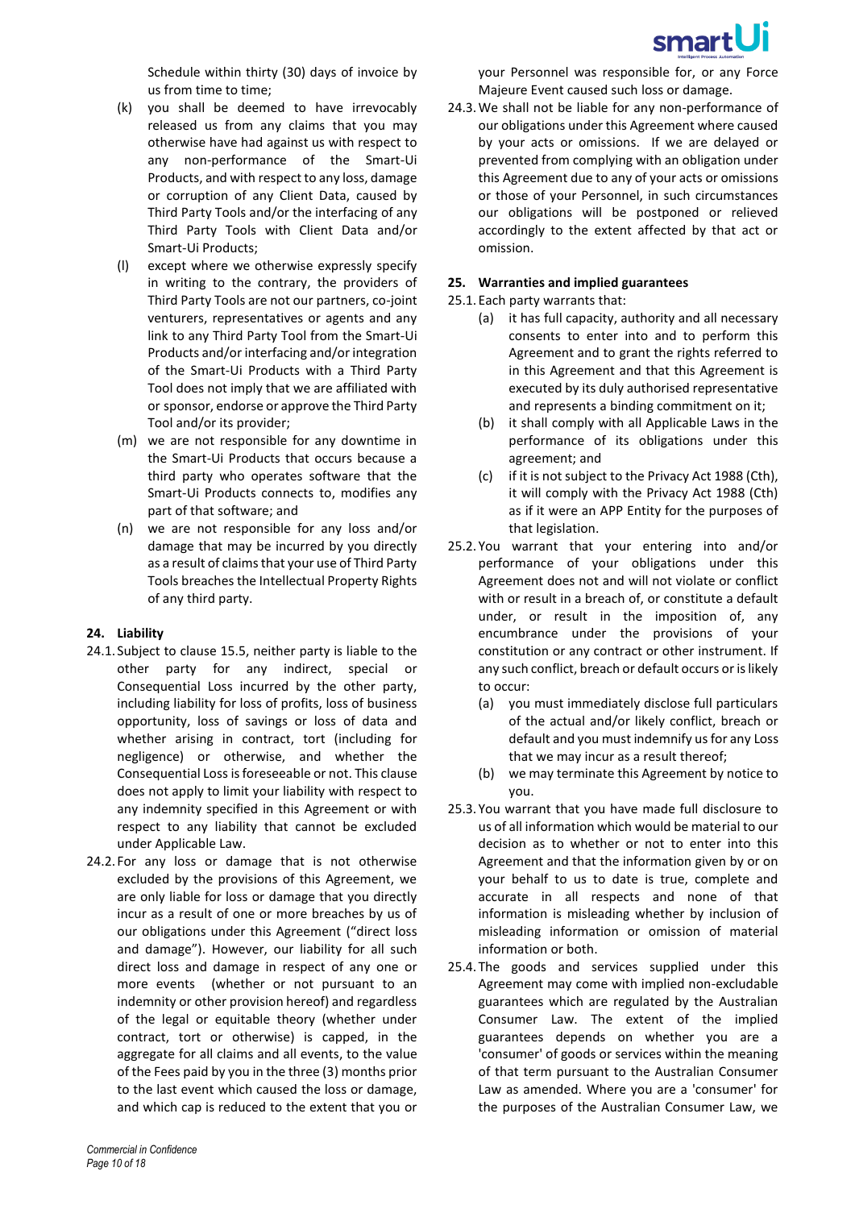Schedule within thirty (30) days of invoice by us from time to time;

(k) you shall be deemed to have irrevocably released us from any claims that you may otherwise have had against us with respect to any non-performance of the Smart-Ui Products, and with respect to any loss, damage or corruption of any Client Data, caused by Third Party Tools and/or the interfacing of any Third Party Tools with Client Data and/or Smart-Ui Products;

(l) except where we otherwise expressly specify in writing to the contrary, the providers of Third Party Tools are not our partners, co-joint venturers, representatives or agents and any link to any Third Party Tool from the Smart-Ui Products and/or interfacing and/or integration of the Smart-Ui Products with a Third Party Tool does not imply that we are affiliated with or sponsor, endorse or approve the Third Party Tool and/or its provider;

(m) we are not responsible for any downtime in the Smart-Ui Products that occurs because a third party who operates software that the Smart-Ui Products connects to, modifies any part of that software; and

(n) we are not responsible for any loss and/or damage that may be incurred by you directly as a result of claims that your use of Third Party Tools breaches the Intellectual Property Rights of any third party.

**24. Liability**

24.1. Subject to clause 15.5, neither party is liable to the other party for any indirect, special or Consequential Loss incurred by the other party, including liability for loss of profits, loss of business opportunity, loss of savings or loss of data and whether arising in contract, tort (including for negligence) or otherwise, and whether the Consequential Loss is foreseeable or not. This clause does not apply to limit your liability with respect to any indemnity specified in this Agreement or with respect to any liability that cannot be excluded under Applicable Law.

24.2. For any loss or damage that is not otherwise excluded by the provisions of this Agreement, we are only liable for loss or damage that you directly incur as a result of one or more breaches by us of our obligations under this Agreement ("direct loss and damage"). However, our liability for all such direct loss and damage in respect of any one or more events (whether or not pursuant to an indemnity or other provision hereof) and regardless of the legal or equitable theory (whether under contract, tort or otherwise) is capped, in the aggregate for all claims and all events, to the value of the Fees paid by you in the three (3) months prior to the last event which caused the loss or damage, and which cap is reduced to the extent that you or your Personnel was responsible for, or any Force Majeure Event caused such loss or damage.

24.3. We shall not be liable for any non-performance of our obligations under this Agreement where caused by your acts or omissions. If we are delayed or prevented from complying with an obligation under this Agreement due to any of your acts or omissions or those of your Personnel, in such circumstances our obligations will be postponed or relieved accordingly to the extent affected by that act or omission.

**25. Warranties and implied guarantees**

25.1. Each party warrants that:

(a) it has full capacity, authority and all necessary consents to enter into and to perform this Agreement and to grant the rights referred to in this Agreement and that this Agreement is executed by its duly authorised representative and represents a binding commitment on it;

(b) it shall comply with all Applicable Laws in the performance of its obligations under this agreement; and

(c) if it is not subject to the Privacy Act 1988 (Cth), it will comply with the Privacy Act 1988 (Cth) as if it were an APP Entity for the purposes of that legislation.

25.2. You warrant that your entering into and/or performance of your obligations under this Agreement does not and will not violate or conflict with or result in a breach of, or constitute a default under, or result in the imposition of, any encumbrance under the provisions of your constitution or any contract or other instrument. If any such conflict, breach or default occurs or is likely to occur:

(a) you must immediately disclose full particulars of the actual and/or likely conflict, breach or default and you must indemnify us for any Loss that we may incur as a result thereof;

(b) we may terminate this Agreement by notice to you.

25.3. You warrant that you have made full disclosure to us of all information which would be material to our decision as to whether or not to enter into this Agreement and that the information given by or on your behalf to us to date is true, complete and accurate in all respects and none of that information is misleading whether by inclusion of misleading information or omission of material information or both.

25.4. The goods and services supplied under this Agreement may come with implied non-excludable guarantees which are regulated by the Australian Consumer Law. The extent of the implied guarantees depends on whether you are a 'consumer' of goods or services within the meaning of that term pursuant to the Australian Consumer Law as amended. Where you are a 'consumer' for the purposes of the Australian Consumer Law, we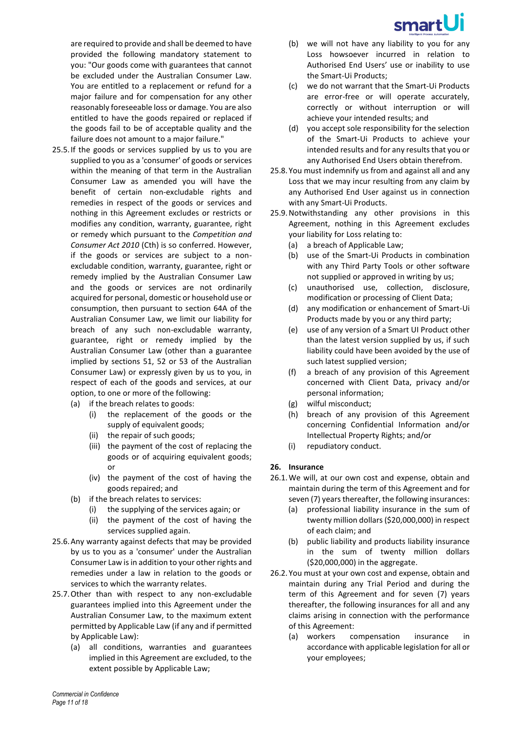are required to provide and shall be deemed to have provided the following mandatory statement to you: "Our goods come with guarantees that cannot be excluded under the Australian Consumer Law. You are entitled to a replacement or refund for a major failure and for compensation for any other reasonably foreseeable loss or damage. You are also entitled to have the goods repaired or replaced if the goods fail to be of acceptable quality and the failure does not amount to a major failure."

25.5. If the goods or services supplied by us to you are supplied to you as a 'consumer' of goods or services within the meaning of that term in the Australian Consumer Law as amended you will have the benefit of certain non-excludable rights and remedies in respect of the goods or services and nothing in this Agreement excludes or restricts or modifies any condition, warranty, guarantee, right or remedy which pursuant to the *Competition and Consumer Act 2010* (Cth) is so conferred. However, if the goods or services are subject to a non-excludable condition, warranty, guarantee, right or remedy implied by the Australian Consumer Law and the goods or services are not ordinarily acquired for personal, domestic or household use or consumption, then pursuant to section 64A of the Australian Consumer Law, we limit our liability for breach of any such non-excludable warranty, guarantee, right or remedy implied by the Australian Consumer Law (other than a guarantee implied by sections 51, 52 or 53 of the Australian Consumer Law) or expressly given by us to you, in respect of each of the goods and services, at our option, to one or more of the following:

(a) if the breach relates to goods:
  (i) the replacement of the goods or the supply of equivalent goods;
  (ii) the repair of such goods;
  (iii) the payment of the cost of replacing the goods or of acquiring equivalent goods; or
  (iv) the payment of the cost of having the goods repaired; and

(b) if the breach relates to services:
  (i) the supplying of the services again; or
  (ii) the payment of the cost of having the services supplied again.

25.6. Any warranty against defects that may be provided by us to you as a 'consumer' under the Australian Consumer Law is in addition to your other rights and remedies under a law in relation to the goods or services to which the warranty relates.

25.7. Other than with respect to any non-excludable guarantees implied into this Agreement under the Australian Consumer Law, to the maximum extent permitted by Applicable Law (if any and if permitted by Applicable Law):

(a) all conditions, warranties and guarantees implied in this Agreement are excluded, to the extent possible by Applicable Law;
(b) we will not have any liability to you for any Loss howsoever incurred in relation to Authorised End Users' use or inability to use the Smart-Ui Products;
(c) we do not warrant that the Smart-Ui Products are error-free or will operate accurately, correctly or without interruption or will achieve your intended results; and
(d) you accept sole responsibility for the selection of the Smart-Ui Products to achieve your intended results and for any results that you or any Authorised End Users obtain therefrom.

25.8. You must indemnify us from and against all and any Loss that we may incur resulting from any claim by any Authorised End User against us in connection with any Smart-Ui Products.

25.9. Notwithstanding any other provisions in this Agreement, nothing in this Agreement excludes your liability for Loss relating to:

(a) a breach of Applicable Law;
(b) use of the Smart-Ui Products in combination with any Third Party Tools or other software not supplied or approved in writing by us;
(c) unauthorised use, collection, disclosure, modification or processing of Client Data;
(d) any modification or enhancement of Smart-Ui Products made by you or any third party;
(e) use of any version of a Smart UI Product other than the latest version supplied by us, if such liability could have been avoided by the use of such latest supplied version;
(f) a breach of any provision of this Agreement concerned with Client Data, privacy and/or personal information;
(g) wilful misconduct;
(h) breach of any provision of this Agreement concerning Confidential Information and/or Intellectual Property Rights; and/or
(i) repudiatory conduct.

## 26. Insurance

26.1. We will, at our own cost and expense, obtain and maintain during the term of this Agreement and for seven (7) years thereafter, the following insurances:

(a) professional liability insurance in the sum of twenty million dollars ($20,000,000) in respect of each claim; and
(b) public liability and products liability insurance in the sum of twenty million dollars ($20,000,000) in the aggregate.

26.2. You must at your own cost and expense, obtain and maintain during any Trial Period and during the term of this Agreement and for seven (7) years thereafter, the following insurances for all and any claims arising in connection with the performance of this Agreement:

(a) workers compensation insurance in accordance with applicable legislation for all or your employees;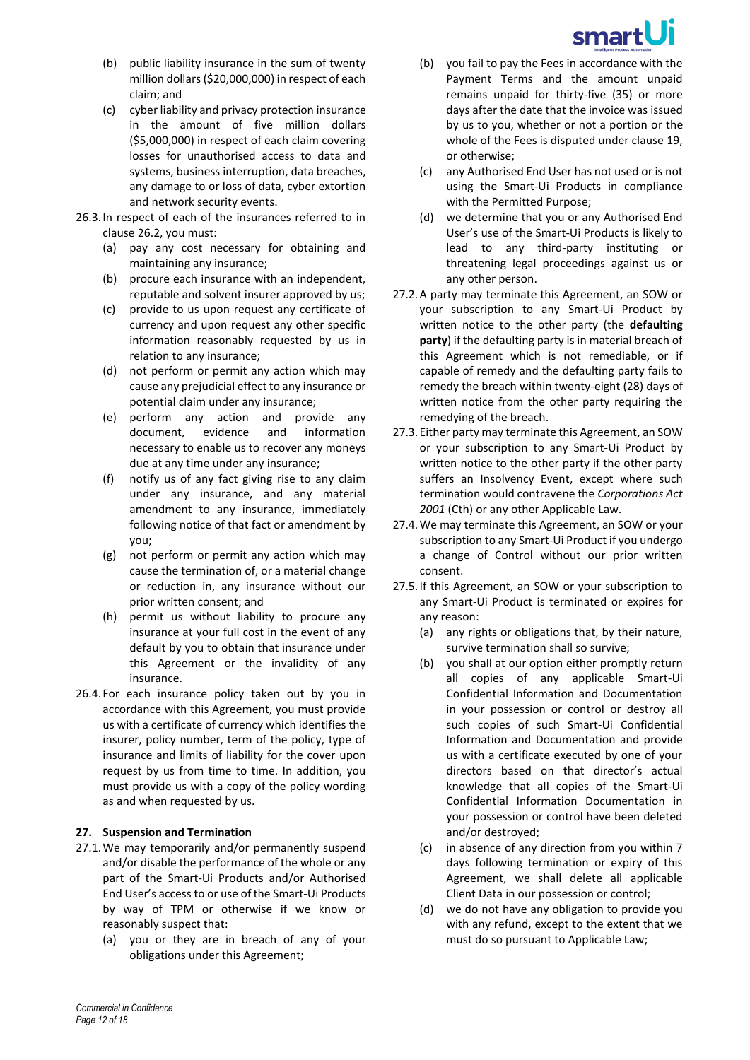(b) public liability insurance in the sum of twenty million dollars ($20,000,000) in respect of each claim; and

(c) cyber liability and privacy protection insurance in the amount of five million dollars ($5,000,000) in respect of each claim covering losses for unauthorised access to data and systems, business interruption, data breaches, any damage to or loss of data, cyber extortion and network security events.

26.3. In respect of each of the insurances referred to in clause 26.2, you must:

(a) pay any cost necessary for obtaining and maintaining any insurance;

(b) procure each insurance with an independent, reputable and solvent insurer approved by us;

(c) provide to us upon request any certificate of currency and upon request any other specific information reasonably requested by us in relation to any insurance;

(d) not perform or permit any action which may cause any prejudicial effect to any insurance or potential claim under any insurance;

(e) perform any action and provide any document, evidence and information necessary to enable us to recover any moneys due at any time under any insurance;

(f) notify us of any fact giving rise to any claim under any insurance, and any material amendment to any insurance, immediately following notice of that fact or amendment by you;

(g) not perform or permit any action which may cause the termination of, or a material change or reduction in, any insurance without our prior written consent; and

(h) permit us without liability to procure any insurance at your full cost in the event of any default by you to obtain that insurance under this Agreement or the invalidity of any insurance.

26.4. For each insurance policy taken out by you in accordance with this Agreement, you must provide us with a certificate of currency which identifies the insurer, policy number, term of the policy, type of insurance and limits of liability for the cover upon request by us from time to time. In addition, you must provide us with a copy of the policy wording as and when requested by us.

## 27. Suspension and Termination

27.1. We may temporarily and/or permanently suspend and/or disable the performance of the whole or any part of the Smart-Ui Products and/or Authorised End User's access to or use of the Smart-Ui Products by way of TPM or otherwise if we know or reasonably suspect that:

(a) you or they are in breach of any of your obligations under this Agreement;

(b) you fail to pay the Fees in accordance with the Payment Terms and the amount unpaid remains unpaid for thirty-five (35) or more days after the date that the invoice was issued by us to you, whether or not a portion or the whole of the Fees is disputed under clause 19, or otherwise;

(c) any Authorised End User has not used or is not using the Smart-Ui Products in compliance with the Permitted Purpose;

(d) we determine that you or any Authorised End User's use of the Smart-Ui Products is likely to lead to any third-party instituting or threatening legal proceedings against us or any other person.

27.2. A party may terminate this Agreement, an SOW or your subscription to any Smart-Ui Product by written notice to the other party (the **defaulting party**) if the defaulting party is in material breach of this Agreement which is not remediable, or if capable of remedy and the defaulting party fails to remedy the breach within twenty-eight (28) days of written notice from the other party requiring the remedying of the breach.

27.3. Either party may terminate this Agreement, an SOW or your subscription to any Smart-Ui Product by written notice to the other party if the other party suffers an Insolvency Event, except where such termination would contravene the *Corporations Act 2001* (Cth) or any other Applicable Law.

27.4. We may terminate this Agreement, an SOW or your subscription to any Smart-Ui Product if you undergo a change of Control without our prior written consent.

27.5. If this Agreement, an SOW or your subscription to any Smart-Ui Product is terminated or expires for any reason:

(a) any rights or obligations that, by their nature, survive termination shall so survive;

(b) you shall at our option either promptly return all copies of any applicable Smart-Ui Confidential Information and Documentation in your possession or control or destroy all such copies of such Smart-Ui Confidential Information and Documentation and provide us with a certificate executed by one of your directors based on that director's actual knowledge that all copies of the Smart-Ui Confidential Information Documentation in your possession or control have been deleted and/or destroyed;

(c) in absence of any direction from you within 7 days following termination or expiry of this Agreement, we shall delete all applicable Client Data in our possession or control;

(d) we do not have any obligation to provide you with any refund, except to the extent that we must do so pursuant to Applicable Law;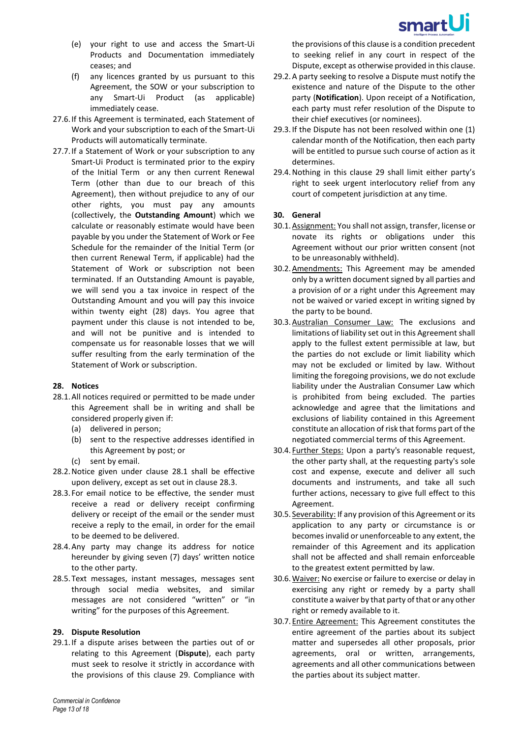(e) your right to use and access the Smart-Ui Products and Documentation immediately ceases; and

(f) any licences granted by us pursuant to this Agreement, the SOW or your subscription to any Smart-Ui Product (as applicable) immediately cease.

27.6. If this Agreement is terminated, each Statement of Work and your subscription to each of the Smart-Ui Products will automatically terminate.

27.7. If a Statement of Work or your subscription to any Smart-Ui Product is terminated prior to the expiry of the Initial Term or any then current Renewal Term (other than due to our breach of this Agreement), then without prejudice to any of our other rights, you must pay any amounts (collectively, the **Outstanding Amount**) which we calculate or reasonably estimate would have been payable by you under the Statement of Work or Fee Schedule for the remainder of the Initial Term (or then current Renewal Term, if applicable) had the Statement of Work or subscription not been terminated. If an Outstanding Amount is payable, we will send you a tax invoice in respect of the Outstanding Amount and you will pay this invoice within twenty eight (28) days. You agree that payment under this clause is not intended to be, and will not be punitive and is intended to compensate us for reasonable losses that we will suffer resulting from the early termination of the Statement of Work or subscription.

## 28. Notices

28.1. All notices required or permitted to be made under this Agreement shall be in writing and shall be considered properly given if:

(a) delivered in person;

(b) sent to the respective addresses identified in this Agreement by post; or

(c) sent by email.

28.2. Notice given under clause 28.1 shall be effective upon delivery, except as set out in clause 28.3.

28.3. For email notice to be effective, the sender must receive a read or delivery receipt confirming delivery or receipt of the email or the sender must receive a reply to the email, in order for the email to be deemed to be delivered.

28.4. Any party may change its address for notice hereunder by giving seven (7) days' written notice to the other party.

28.5. Text messages, instant messages, messages sent through social media websites, and similar messages are not considered "written" or "in writing" for the purposes of this Agreement.

## 29. Dispute Resolution

29.1. If a dispute arises between the parties out of or relating to this Agreement (**Dispute**), each party must seek to resolve it strictly in accordance with the provisions of this clause 29. Compliance with the provisions of this clause is a condition precedent to seeking relief in any court in respect of the Dispute, except as otherwise provided in this clause.

29.2. A party seeking to resolve a Dispute must notify the existence and nature of the Dispute to the other party (**Notification**). Upon receipt of a Notification, each party must refer resolution of the Dispute to their chief executives (or nominees).

29.3. If the Dispute has not been resolved within one (1) calendar month of the Notification, then each party will be entitled to pursue such course of action as it determines.

29.4. Nothing in this clause 29 shall limit either party's right to seek urgent interlocutory relief from any court of competent jurisdiction at any time.

## 30. General

30.1. <u>Assignment:</u> You shall not assign, transfer, license or novate its rights or obligations under this Agreement without our prior written consent (not to be unreasonably withheld).

30.2. <u>Amendments:</u> This Agreement may be amended only by a written document signed by all parties and a provision of or a right under this Agreement may not be waived or varied except in writing signed by the party to be bound.

30.3. <u>Australian Consumer Law:</u> The exclusions and limitations of liability set out in this Agreement shall apply to the fullest extent permissible at law, but the parties do not exclude or limit liability which may not be excluded or limited by law. Without limiting the foregoing provisions, we do not exclude liability under the Australian Consumer Law which is prohibited from being excluded. The parties acknowledge and agree that the limitations and exclusions of liability contained in this Agreement constitute an allocation of risk that forms part of the negotiated commercial terms of this Agreement.

30.4. <u>Further Steps:</u> Upon a party's reasonable request, the other party shall, at the requesting party's sole cost and expense, execute and deliver all such documents and instruments, and take all such further actions, necessary to give full effect to this Agreement.

30.5. <u>Severability:</u> If any provision of this Agreement or its application to any party or circumstance is or becomes invalid or unenforceable to any extent, the remainder of this Agreement and its application shall not be affected and shall remain enforceable to the greatest extent permitted by law.

30.6. <u>Waiver:</u> No exercise or failure to exercise or delay in exercising any right or remedy by a party shall constitute a waiver by that party of that or any other right or remedy available to it.

30.7. <u>Entire Agreement:</u> This Agreement constitutes the entire agreement of the parties about its subject matter and supersedes all other proposals, prior agreements, oral or written, arrangements, agreements and all other communications between the parties about its subject matter.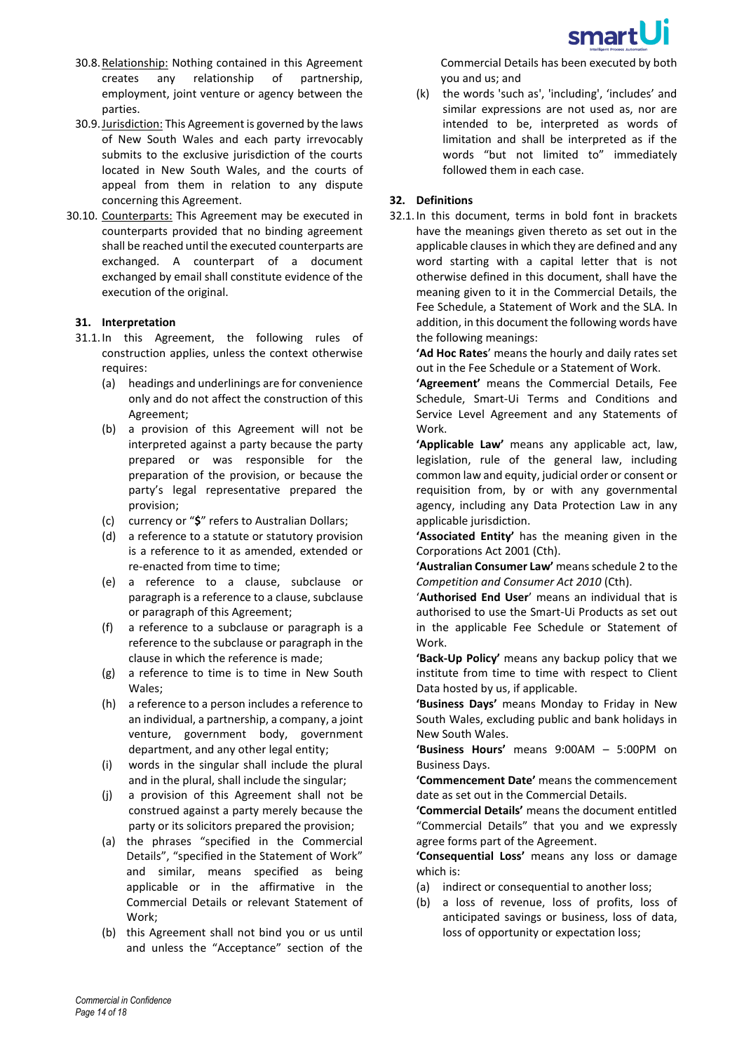30.8. Relationship: Nothing contained in this Agreement creates any relationship of partnership, employment, joint venture or agency between the parties.

30.9. Jurisdiction: This Agreement is governed by the laws of New South Wales and each party irrevocably submits to the exclusive jurisdiction of the courts located in New South Wales, and the courts of appeal from them in relation to any dispute concerning this Agreement.

30.10. Counterparts: This Agreement may be executed in counterparts provided that no binding agreement shall be reached until the executed counterparts are exchanged. A counterpart of a document exchanged by email shall constitute evidence of the execution of the original.

**31. Interpretation**

31.1. In this Agreement, the following rules of construction applies, unless the context otherwise requires:

(a) headings and underlinings are for convenience only and do not affect the construction of this Agreement;

(b) a provision of this Agreement will not be interpreted against a party because the party prepared or was responsible for the preparation of the provision, or because the party's legal representative prepared the provision;

(c) currency or "**$**" refers to Australian Dollars;

(d) a reference to a statute or statutory provision is a reference to it as amended, extended or re-enacted from time to time;

(e) a reference to a clause, subclause or paragraph is a reference to a clause, subclause or paragraph of this Agreement;

(f) a reference to a subclause or paragraph is a reference to the subclause or paragraph in the clause in which the reference is made;

(g) a reference to time is to time in New South Wales;

(h) a reference to a person includes a reference to an individual, a partnership, a company, a joint venture, government body, government department, and any other legal entity;

(i) words in the singular shall include the plural and in the plural, shall include the singular;

(j) a provision of this Agreement shall not be construed against a party merely because the party or its solicitors prepared the provision;

(a) the phrases "specified in the Commercial Details", "specified in the Statement of Work" and similar, means specified as being applicable or in the affirmative in the Commercial Details or relevant Statement of Work;

(b) this Agreement shall not bind you or us until and unless the "Acceptance" section of the Commercial Details has been executed by both you and us; and

(k) the words 'such as', 'including', 'includes' and similar expressions are not used as, nor are intended to be, interpreted as words of limitation and shall be interpreted as if the words "but not limited to" immediately followed them in each case.

**32. Definitions**

32.1. In this document, terms in bold font in brackets have the meanings given thereto as set out in the applicable clauses in which they are defined and any word starting with a capital letter that is not otherwise defined in this document, shall have the meaning given to it in the Commercial Details, the Fee Schedule, a Statement of Work and the SLA. In addition, in this document the following words have the following meanings:

**'Ad Hoc Rates**' means the hourly and daily rates set out in the Fee Schedule or a Statement of Work.

**'Agreement'** means the Commercial Details, Fee Schedule, Smart-Ui Terms and Conditions and Service Level Agreement and any Statements of Work.

**'Applicable Law'** means any applicable act, law, legislation, rule of the general law, including common law and equity, judicial order or consent or requisition from, by or with any governmental agency, including any Data Protection Law in any applicable jurisdiction.

**'Associated Entity'** has the meaning given in the Corporations Act 2001 (Cth).

**'Australian Consumer Law'** means schedule 2 to the *Competition and Consumer Act 2010* (Cth).

'**Authorised End User**' means an individual that is authorised to use the Smart-Ui Products as set out in the applicable Fee Schedule or Statement of Work.

**'Back-Up Policy'** means any backup policy that we institute from time to time with respect to Client Data hosted by us, if applicable.

**'Business Days'** means Monday to Friday in New South Wales, excluding public and bank holidays in New South Wales.

**'Business Hours'** means 9:00AM – 5:00PM on Business Days.

**'Commencement Date'** means the commencement date as set out in the Commercial Details.

**'Commercial Details'** means the document entitled "Commercial Details" that you and we expressly agree forms part of the Agreement.

**'Consequential Loss'** means any loss or damage which is:

(a) indirect or consequential to another loss;

(b) a loss of revenue, loss of profits, loss of anticipated savings or business, loss of data, loss of opportunity or expectation loss;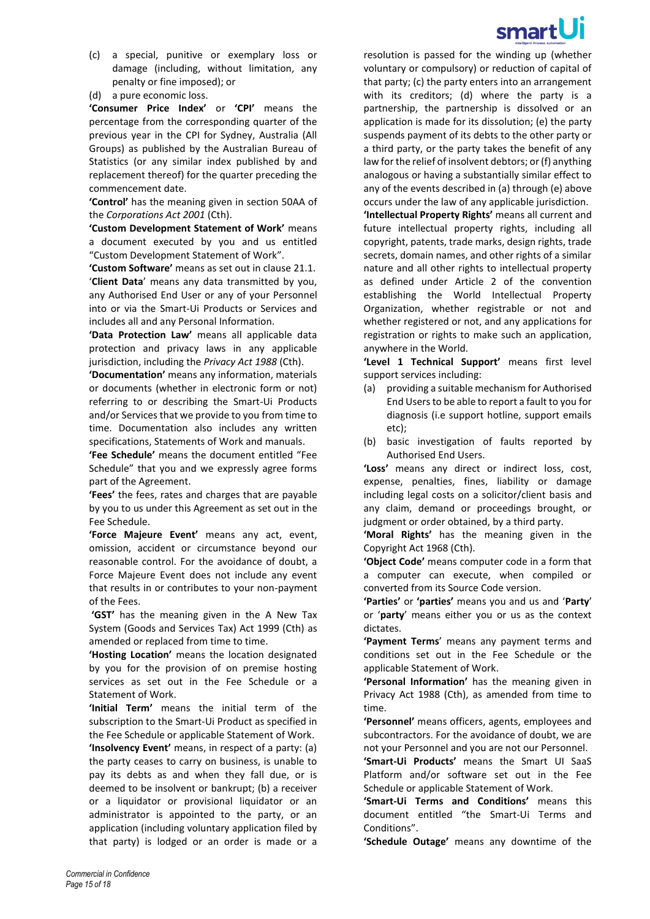(c) a special, punitive or exemplary loss or damage (including, without limitation, any penalty or fine imposed); or

(d) a pure economic loss.

**'Consumer Price Index'** or **'CPI'** means the percentage from the corresponding quarter of the previous year in the CPI for Sydney, Australia (All Groups) as published by the Australian Bureau of Statistics (or any similar index published by and replacement thereof) for the quarter preceding the commencement date.

**'Control'** has the meaning given in section 50AA of the *Corporations Act 2001* (Cth).

**'Custom Development Statement of Work'** means a document executed by you and us entitled "Custom Development Statement of Work".

**'Custom Software'** means as set out in clause 21.1.

'**Client Data**' means any data transmitted by you, any Authorised End User or any of your Personnel into or via the Smart-Ui Products or Services and includes all and any Personal Information.

**'Data Protection Law'** means all applicable data protection and privacy laws in any applicable jurisdiction, including the *Privacy Act 1988* (Cth).

**'Documentation'** means any information, materials or documents (whether in electronic form or not) referring to or describing the Smart-Ui Products and/or Services that we provide to you from time to time. Documentation also includes any written specifications, Statements of Work and manuals.

**'Fee Schedule'** means the document entitled "Fee Schedule" that you and we expressly agree forms part of the Agreement.

**'Fees'** the fees, rates and charges that are payable by you to us under this Agreement as set out in the Fee Schedule.

**'Force Majeure Event'** means any act, event, omission, accident or circumstance beyond our reasonable control. For the avoidance of doubt, a Force Majeure Event does not include any event that results in or contributes to your non-payment of the Fees.

**'GST'** has the meaning given in the A New Tax System (Goods and Services Tax) Act 1999 (Cth) as amended or replaced from time to time.

**'Hosting Location'** means the location designated by you for the provision of on premise hosting services as set out in the Fee Schedule or a Statement of Work.

**'Initial Term'** means the initial term of the subscription to the Smart-Ui Product as specified in the Fee Schedule or applicable Statement of Work.

**'Insolvency Event'** means, in respect of a party: (a) the party ceases to carry on business, is unable to pay its debts as and when they fall due, or is deemed to be insolvent or bankrupt; (b) a receiver or a liquidator or provisional liquidator or an administrator is appointed to the party, or an application (including voluntary application filed by that party) is lodged or an order is made or a resolution is passed for the winding up (whether voluntary or compulsory) or reduction of capital of that party; (c) the party enters into an arrangement with its creditors; (d) where the party is a partnership, the partnership is dissolved or an application is made for its dissolution; (e) the party suspends payment of its debts to the other party or a third party, or the party takes the benefit of any law for the relief of insolvent debtors; or (f) anything analogous or having a substantially similar effect to any of the events described in (a) through (e) above occurs under the law of any applicable jurisdiction.

**'Intellectual Property Rights'** means all current and future intellectual property rights, including all copyright, patents, trade marks, design rights, trade secrets, domain names, and other rights of a similar nature and all other rights to intellectual property as defined under Article 2 of the convention establishing the World Intellectual Property Organization, whether registrable or not and whether registered or not, and any applications for registration or rights to make such an application, anywhere in the World.

**'Level 1 Technical Support'** means first level support services including:

(a) providing a suitable mechanism for Authorised End Users to be able to report a fault to you for diagnosis (i.e support hotline, support emails etc);

(b) basic investigation of faults reported by Authorised End Users.

**'Loss'** means any direct or indirect loss, cost, expense, penalties, fines, liability or damage including legal costs on a solicitor/client basis and any claim, demand or proceedings brought, or judgment or order obtained, by a third party.

**'Moral Rights'** has the meaning given in the Copyright Act 1968 (Cth).

**'Object Code'** means computer code in a form that a computer can execute, when compiled or converted from its Source Code version.

**'Parties'** or **'parties'** means you and us and '**Party**' or '**party**' means either you or us as the context dictates.

**'Payment Terms**' means any payment terms and conditions set out in the Fee Schedule or the applicable Statement of Work.

**'Personal Information'** has the meaning given in Privacy Act 1988 (Cth), as amended from time to time.

**'Personnel'** means officers, agents, employees and subcontractors. For the avoidance of doubt, we are not your Personnel and you are not our Personnel.

**'Smart-Ui Products'** means the Smart UI SaaS Platform and/or software set out in the Fee Schedule or applicable Statement of Work.

**'Smart-Ui Terms and Conditions'** means this document entitled "the Smart-Ui Terms and Conditions".

**'Schedule Outage'** means any downtime of the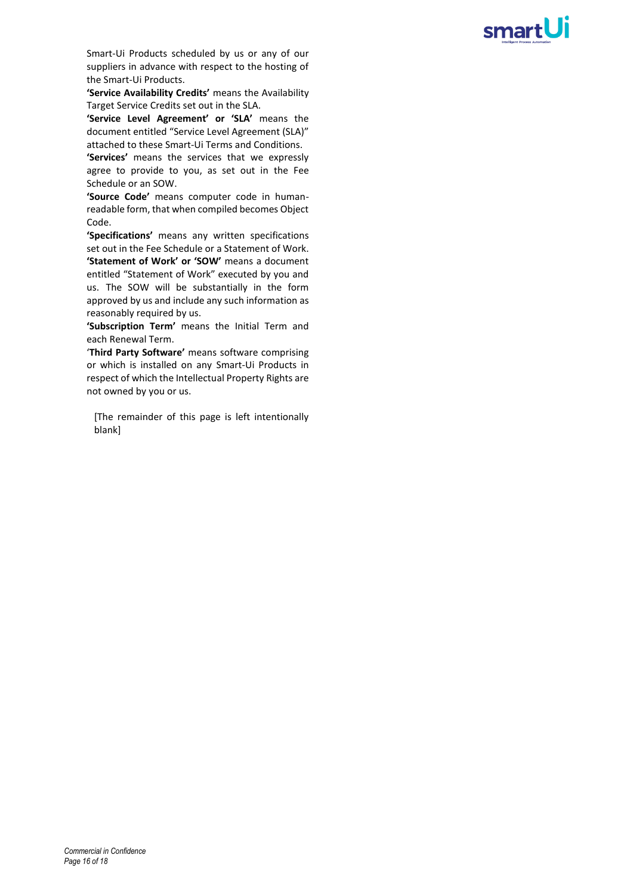Smart-Ui Products scheduled by us or any of our suppliers in advance with respect to the hosting of the Smart-Ui Products.

**'Service Availability Credits'** means the Availability Target Service Credits set out in the SLA.

**'Service Level Agreement' or 'SLA'** means the document entitled "Service Level Agreement (SLA)" attached to these Smart-Ui Terms and Conditions.

**'Services'** means the services that we expressly agree to provide to you, as set out in the Fee Schedule or an SOW.

**'Source Code'** means computer code in human-readable form, that when compiled becomes Object Code.

**'Specifications'** means any written specifications set out in the Fee Schedule or a Statement of Work.

**'Statement of Work' or 'SOW'** means a document entitled "Statement of Work" executed by you and us. The SOW will be substantially in the form approved by us and include any such information as reasonably required by us.

**'Subscription Term'** means the Initial Term and each Renewal Term.

'**Third Party Software'** means software comprising or which is installed on any Smart-Ui Products in respect of which the Intellectual Property Rights are not owned by you or us.

[The remainder of this page is left intentionally blank]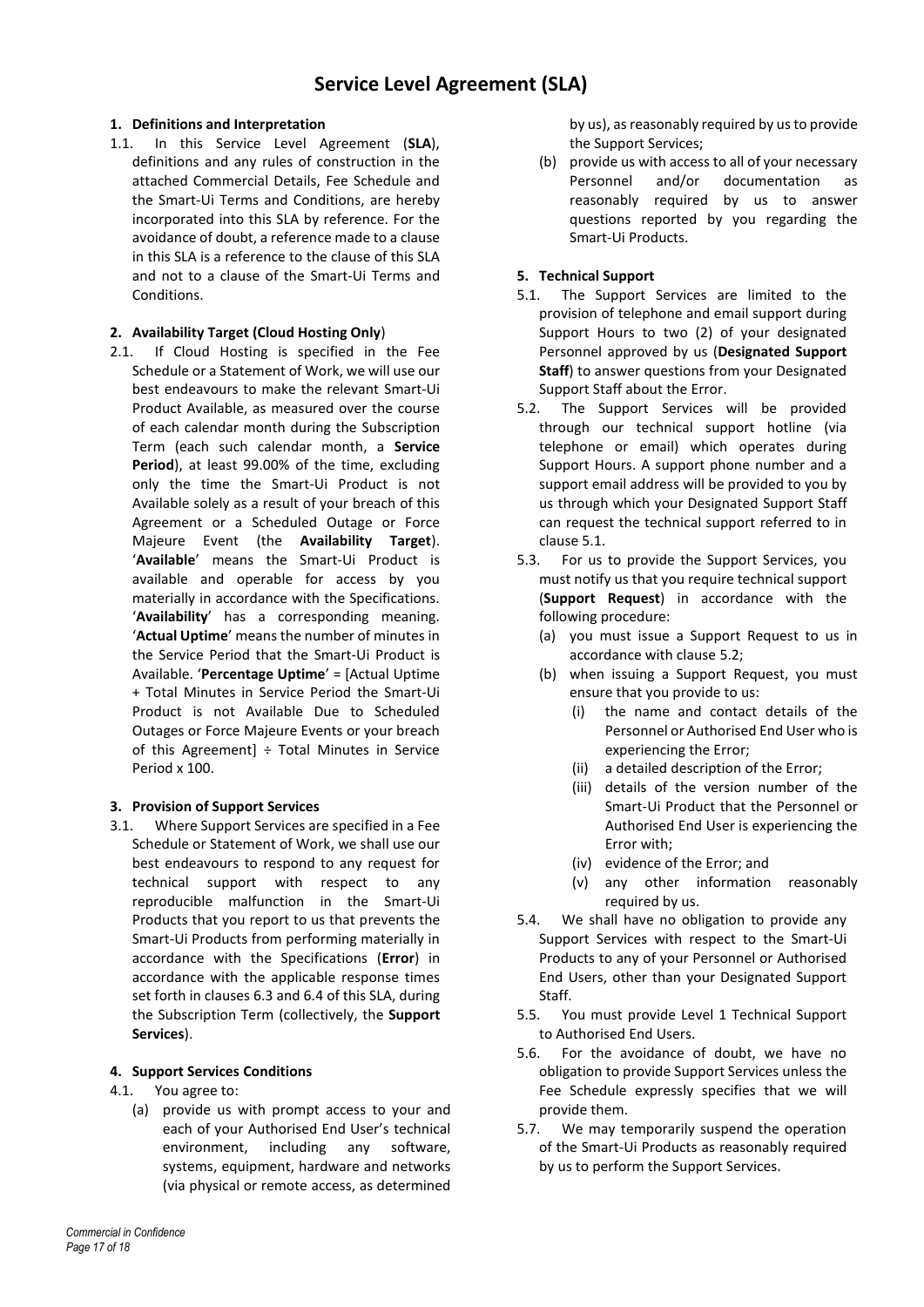# Service Level Agreement (SLA)

**1. Definitions and Interpretation**

1.1. In this Service Level Agreement (**SLA**), definitions and any rules of construction in the attached Commercial Details, Fee Schedule and the Smart-Ui Terms and Conditions, are hereby incorporated into this SLA by reference. For the avoidance of doubt, a reference made to a clause in this SLA is a reference to the clause of this SLA and not to a clause of the Smart-Ui Terms and Conditions.

**2. Availability Target (Cloud Hosting Only)**

2.1. If Cloud Hosting is specified in the Fee Schedule or a Statement of Work, we will use our best endeavours to make the relevant Smart-Ui Product Available, as measured over the course of each calendar month during the Subscription Term (each such calendar month, a **Service Period**), at least 99.00% of the time, excluding only the time the Smart-Ui Product is not Available solely as a result of your breach of this Agreement or a Scheduled Outage or Force Majeure Event (the **Availability Target**). '**Available**' means the Smart-Ui Product is available and operable for access by you materially in accordance with the Specifications. '**Availability**' has a corresponding meaning. '**Actual Uptime**' means the number of minutes in the Service Period that the Smart-Ui Product is Available. '**Percentage Uptime**' = [Actual Uptime + Total Minutes in Service Period the Smart-Ui Product is not Available Due to Scheduled Outages or Force Majeure Events or your breach of this Agreement] ÷ Total Minutes in Service Period x 100.

**3. Provision of Support Services**

3.1. Where Support Services are specified in a Fee Schedule or Statement of Work, we shall use our best endeavours to respond to any request for technical support with respect to any reproducible malfunction in the Smart-Ui Products that you report to us that prevents the Smart-Ui Products from performing materially in accordance with the Specifications (**Error**) in accordance with the applicable response times set forth in clauses 6.3 and 6.4 of this SLA, during the Subscription Term (collectively, the **Support Services**).

**4. Support Services Conditions**

4.1. You agree to:

(a) provide us with prompt access to your and each of your Authorised End User's technical environment, including any software, systems, equipment, hardware and networks (via physical or remote access, as determined by us), as reasonably required by us to provide the Support Services;

(b) provide us with access to all of your necessary Personnel and/or documentation as reasonably required by us to answer questions reported by you regarding the Smart-Ui Products.

**5. Technical Support**

5.1. The Support Services are limited to the provision of telephone and email support during Support Hours to two (2) of your designated Personnel approved by us (**Designated Support Staff**) to answer questions from your Designated Support Staff about the Error.

5.2. The Support Services will be provided through our technical support hotline (via telephone or email) which operates during Support Hours. A support phone number and a support email address will be provided to you by us through which your Designated Support Staff can request the technical support referred to in clause 5.1.

5.3. For us to provide the Support Services, you must notify us that you require technical support (**Support Request**) in accordance with the following procedure:

(a) you must issue a Support Request to us in accordance with clause 5.2;

(b) when issuing a Support Request, you must ensure that you provide to us:

(i) the name and contact details of the Personnel or Authorised End User who is experiencing the Error;

(ii) a detailed description of the Error;

(iii) details of the version number of the Smart-Ui Product that the Personnel or Authorised End User is experiencing the Error with;

(iv) evidence of the Error; and

(v) any other information reasonably required by us.

5.4. We shall have no obligation to provide any Support Services with respect to the Smart-Ui Products to any of your Personnel or Authorised End Users, other than your Designated Support Staff.

5.5. You must provide Level 1 Technical Support to Authorised End Users.

5.6. For the avoidance of doubt, we have no obligation to provide Support Services unless the Fee Schedule expressly specifies that we will provide them.

5.7. We may temporarily suspend the operation of the Smart-Ui Products as reasonably required by us to perform the Support Services.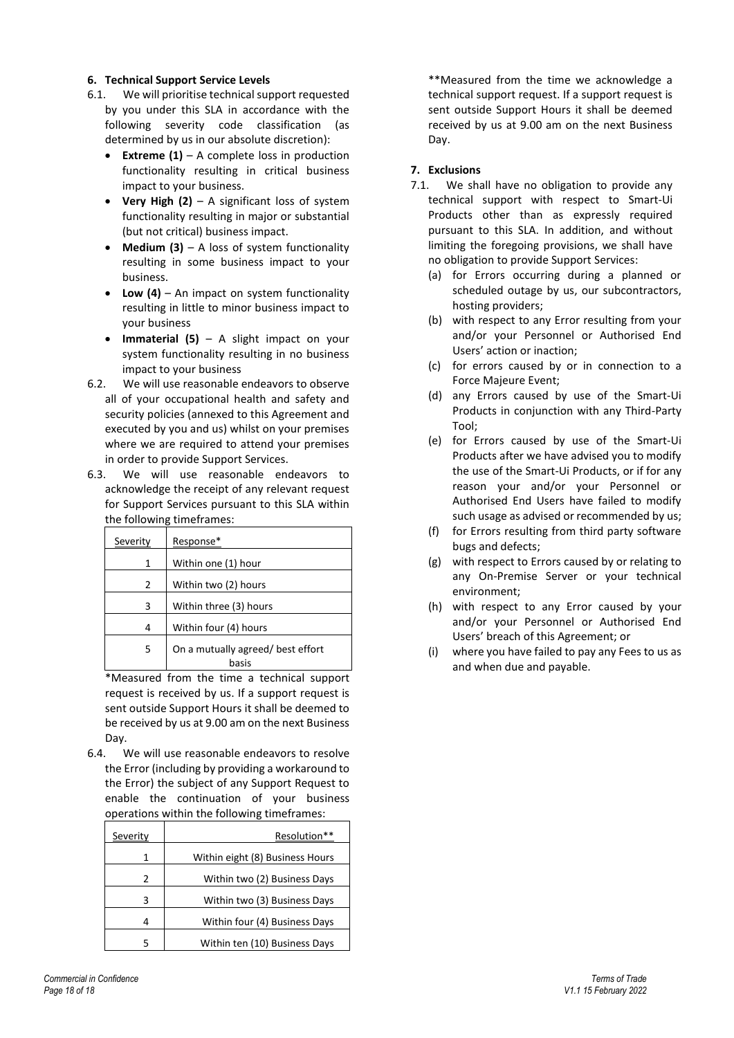## 6. Technical Support Service Levels

6.1. We will prioritise technical support requested by you under this SLA in accordance with the following severity code classification (as determined by us in our absolute discretion):

- **Extreme (1)** – A complete loss in production functionality resulting in critical business impact to your business.
- **Very High (2)** – A significant loss of system functionality resulting in major or substantial (but not critical) business impact.
- **Medium (3)** – A loss of system functionality resulting in some business impact to your business.
- **Low (4)** – An impact on system functionality resulting in little to minor business impact to your business
- **Immaterial (5)** – A slight impact on your system functionality resulting in no business impact to your business

6.2. We will use reasonable endeavors to observe all of your occupational health and safety and security policies (annexed to this Agreement and executed by you and us) whilst on your premises where we are required to attend your premises in order to provide Support Services.

6.3. We will use reasonable endeavors to acknowledge the receipt of any relevant request for Support Services pursuant to this SLA within the following timeframes:

| Severity | Response* |
|---|---|
| 1 | Within one (1) hour |
| 2 | Within two (2) hours |
| 3 | Within three (3) hours |
| 4 | Within four (4) hours |
| 5 | On a mutually agreed/ best effort basis |

*Measured from the time a technical support request is received by us. If a support request is sent outside Support Hours it shall be deemed to be received by us at 9.00 am on the next Business Day.

6.4. We will use reasonable endeavors to resolve the Error (including by providing a workaround to the Error) the subject of any Support Request to enable the continuation of your business operations within the following timeframes:

| Severity | Resolution** |
|---|---|
| 1 | Within eight (8) Business Hours |
| 2 | Within two (2) Business Days |
| 3 | Within two (3) Business Days |
| 4 | Within four (4) Business Days |
| 5 | Within ten (10) Business Days |

**Measured from the time we acknowledge a technical support request. If a support request is sent outside Support Hours it shall be deemed received by us at 9.00 am on the next Business Day.

## 7. Exclusions

7.1. We shall have no obligation to provide any technical support with respect to Smart-Ui Products other than as expressly required pursuant to this SLA. In addition, and without limiting the foregoing provisions, we shall have no obligation to provide Support Services:

(a) for Errors occurring during a planned or scheduled outage by us, our subcontractors, hosting providers;

(b) with respect to any Error resulting from your and/or your Personnel or Authorised End Users' action or inaction;

(c) for errors caused by or in connection to a Force Majeure Event;

(d) any Errors caused by use of the Smart-Ui Products in conjunction with any Third-Party Tool;

(e) for Errors caused by use of the Smart-Ui Products after we have advised you to modify the use of the Smart-Ui Products, or if for any reason your and/or your Personnel or Authorised End Users have failed to modify such usage as advised or recommended by us;

(f) for Errors resulting from third party software bugs and defects;

(g) with respect to Errors caused by or relating to any On-Premise Server or your technical environment;

(h) with respect to any Error caused by your and/or your Personnel or Authorised End Users' breach of this Agreement; or

(i) where you have failed to pay any Fees to us as and when due and payable.